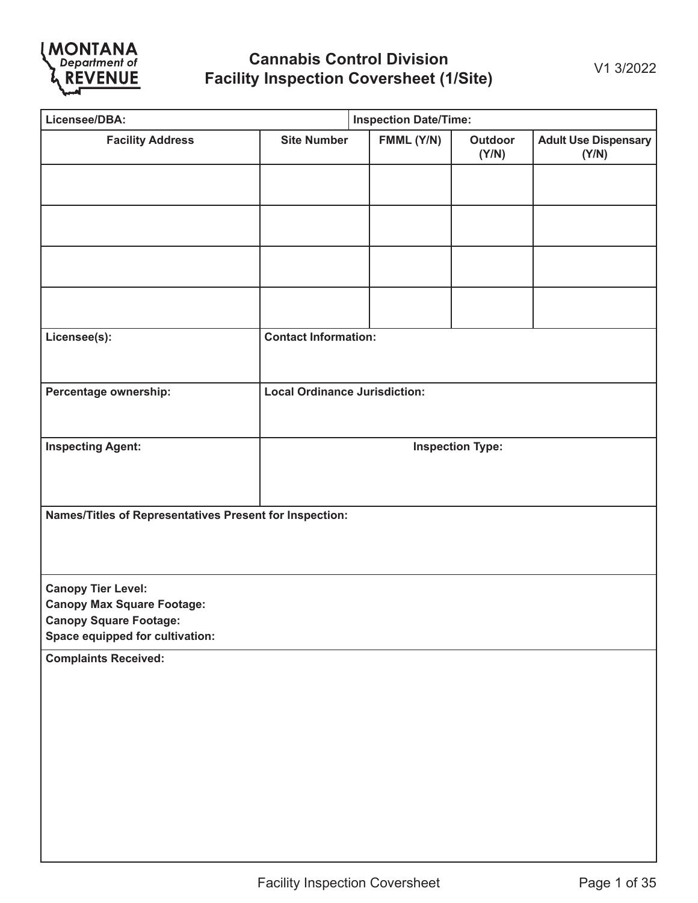MONTANA Department of REVENUE

# Cannabis Control Division
## Facility Inspection Coversheet (1/Site)

V1 3/2022

**Licensee/DBA:**

**Inspection Date/Time:**

| Facility Address | Site Number | FMML (Y/N) | Outdoor (Y/N) | Adult Use Dispensary (Y/N) |
|---|---|---|---|---|
| | | | | |
| | | | | |
| | | | | |
| | | | | |

**Licensee(s):**

**Contact Information:**

**Percentage ownership:**

**Local Ordinance Jurisdiction:**

**Inspecting Agent:**

**Inspection Type:**

**Names/Titles of Representatives Present for Inspection:**

**Canopy Tier Level:**
**Canopy Max Square Footage:**
**Canopy Square Footage:**
**Space equipped for cultivation:**

**Complaints Received:**

Facility Inspection Coversheet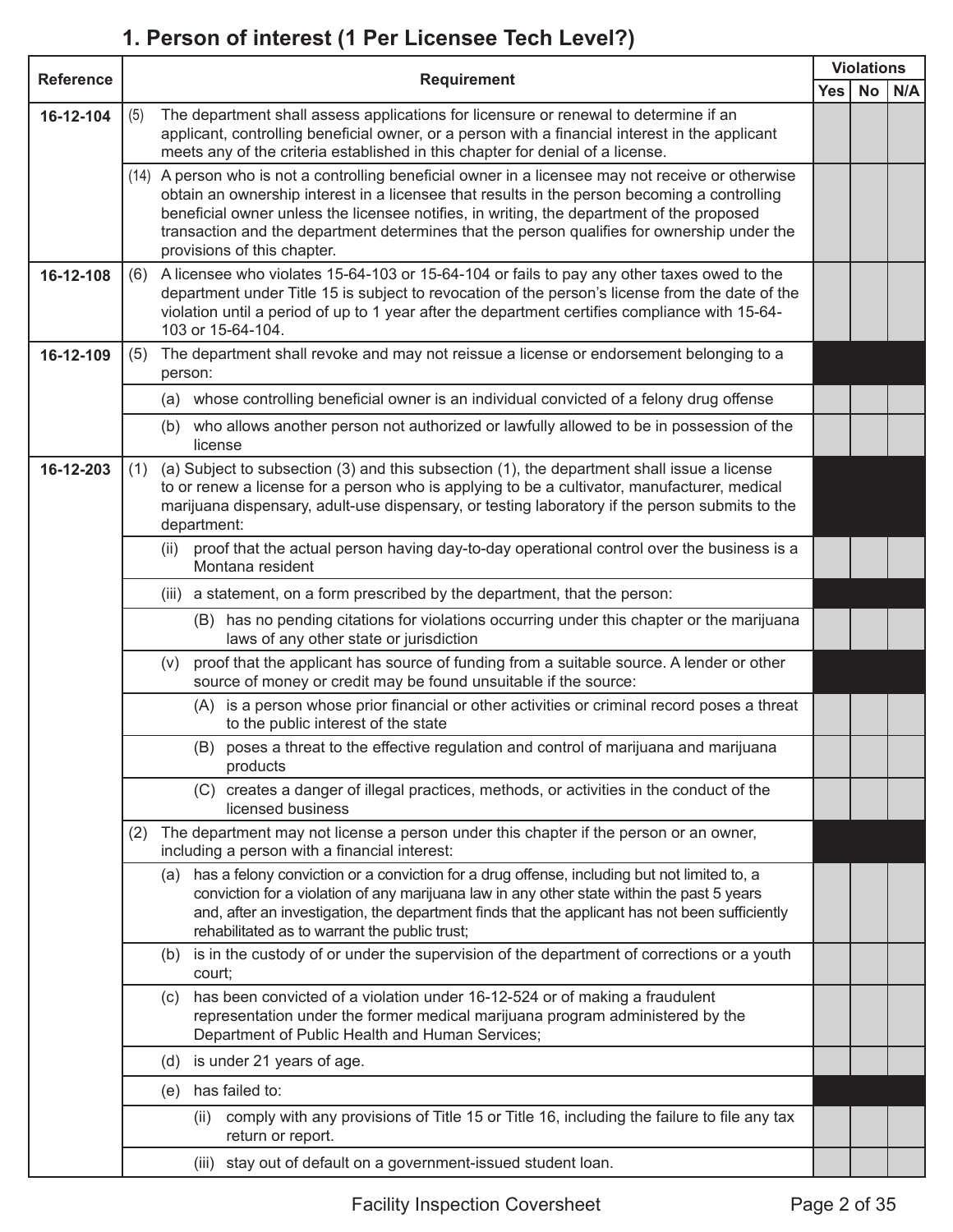## 1. Person of interest (1 Per Licensee Tech Level?)

| Reference | Requirement | Violations | | |
|---|---|---|---|---|
| | | Yes | No | N/A |
| 16-12-104 | (5) The department shall assess applications for licensure or renewal to determine if an applicant, controlling beneficial owner, or a person with a financial interest in the applicant meets any of the criteria established in this chapter for denial of a license. | | | |
| | (14) A person who is not a controlling beneficial owner in a licensee may not receive or otherwise obtain an ownership interest in a licensee that results in the person becoming a controlling beneficial owner unless the licensee notifies, in writing, the department of the proposed transaction and the department determines that the person qualifies for ownership under the provisions of this chapter. | | | |
| 16-12-108 | (6) A licensee who violates 15-64-103 or 15-64-104 or fails to pay any other taxes owed to the department under Title 15 is subject to revocation of the person's license from the date of the violation until a period of up to 1 year after the department certifies compliance with 15-64-103 or 15-64-104. | | | |
| 16-12-109 | (5) The department shall revoke and may not reissue a license or endorsement belonging to a person: | | | |
| | (a) whose controlling beneficial owner is an individual convicted of a felony drug offense | | | |
| | (b) who allows another person not authorized or lawfully allowed to be in possession of the license | | | |
| 16-12-203 | (1) (a) Subject to subsection (3) and this subsection (1), the department shall issue a license to or renew a license for a person who is applying to be a cultivator, manufacturer, medical marijuana dispensary, adult-use dispensary, or testing laboratory if the person submits to the department: | | | |
| | (ii) proof that the actual person having day-to-day operational control over the business is a Montana resident | | | |
| | (iii) a statement, on a form prescribed by the department, that the person: | | | |
| | (B) has no pending citations for violations occurring under this chapter or the marijuana laws of any other state or jurisdiction | | | |
| | (v) proof that the applicant has source of funding from a suitable source. A lender or other source of money or credit may be found unsuitable if the source: | | | |
| | (A) is a person whose prior financial or other activities or criminal record poses a threat to the public interest of the state | | | |
| | (B) poses a threat to the effective regulation and control of marijuana and marijuana products | | | |
| | (C) creates a danger of illegal practices, methods, or activities in the conduct of the licensed business | | | |
| | (2) The department may not license a person under this chapter if the person or an owner, including a person with a financial interest: | | | |
| | (a) has a felony conviction or a conviction for a drug offense, including but not limited to, a conviction for a violation of any marijuana law in any other state within the past 5 years and, after an investigation, the department finds that the applicant has not been sufficiently rehabilitated as to warrant the public trust; | | | |
| | (b) is in the custody of or under the supervision of the department of corrections or a youth court; | | | |
| | (c) has been convicted of a violation under 16-12-524 or of making a fraudulent representation under the former medical marijuana program administered by the Department of Public Health and Human Services; | | | |
| | (d) is under 21 years of age. | | | |
| | (e) has failed to: | | | |
| | (ii) comply with any provisions of Title 15 or Title 16, including the failure to file any tax return or report. | | | |
| | (iii) stay out of default on a government-issued student loan. | | | |

Facility Inspection Coversheet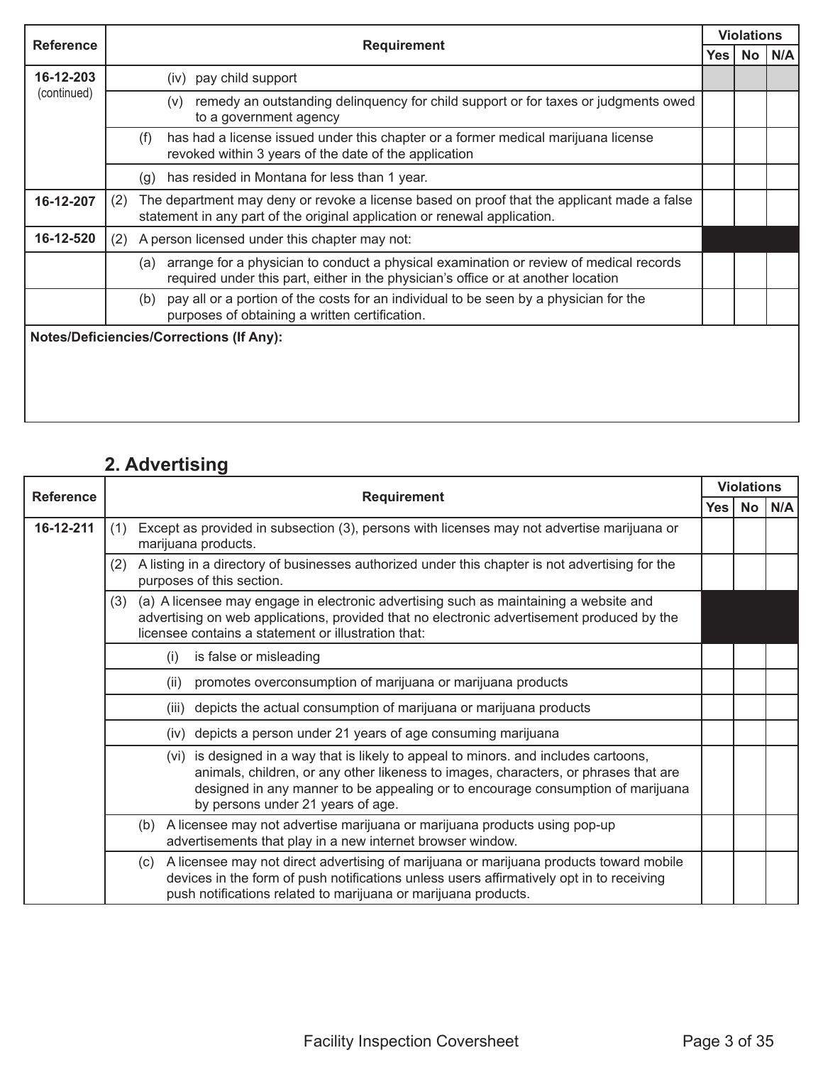| Reference | Requirement | Violations | | |
|---|---|---|---|---|
| | | Yes | No | N/A |
| 16-12-203 (continued) | (iv) pay child support | | | |
| | (v) remedy an outstanding delinquency for child support or for taxes or judgments owed to a government agency | | | |
| | (f) has had a license issued under this chapter or a former medical marijuana license revoked within 3 years of the date of the application | | | |
| | (g) has resided in Montana for less than 1 year. | | | |
| 16-12-207 | (2) The department may deny or revoke a license based on proof that the applicant made a false statement in any part of the original application or renewal application. | | | |
| 16-12-520 | (2) A person licensed under this chapter may not: | | | |
| | (a) arrange for a physician to conduct a physical examination or review of medical records required under this part, either in the physician's office or at another location | | | |
| | (b) pay all or a portion of the costs for an individual to be seen by a physician for the purposes of obtaining a written certification. | | | |

**Notes/Deficiencies/Corrections (If Any):**

## 2. Advertising

| Reference | Requirement | Violations | | |
|---|---|---|---|---|
| | | Yes | No | N/A |
| 16-12-211 | (1) Except as provided in subsection (3), persons with licenses may not advertise marijuana or marijuana products. | | | |
| | (2) A listing in a directory of businesses authorized under this chapter is not advertising for the purposes of this section. | | | |
| | (3) (a) A licensee may engage in electronic advertising such as maintaining a website and advertising on web applications, provided that no electronic advertisement produced by the licensee contains a statement or illustration that: | | | |
| | (i) is false or misleading | | | |
| | (ii) promotes overconsumption of marijuana or marijuana products | | | |
| | (iii) depicts the actual consumption of marijuana or marijuana products | | | |
| | (iv) depicts a person under 21 years of age consuming marijuana | | | |
| | (vi) is designed in a way that is likely to appeal to minors. and includes cartoons, animals, children, or any other likeness to images, characters, or phrases that are designed in any manner to be appealing or to encourage consumption of marijuana by persons under 21 years of age. | | | |
| | (b) A licensee may not advertise marijuana or marijuana products using pop-up advertisements that play in a new internet browser window. | | | |
| | (c) A licensee may not direct advertising of marijuana or marijuana products toward mobile devices in the form of push notifications unless users affirmatively opt in to receiving push notifications related to marijuana or marijuana products. | | | |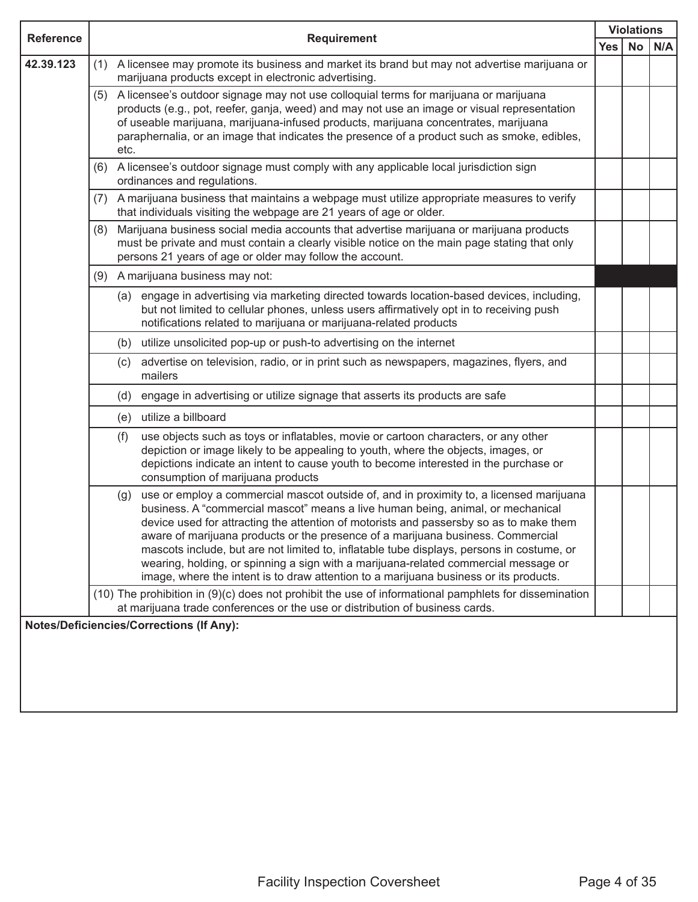| Reference | Requirement | Violations | | |
|---|---|---|---|---|
| | | Yes | No | N/A |
| 42.39.123 | (1) A licensee may promote its business and market its brand but may not advertise marijuana or marijuana products except in electronic advertising. | | | |
| | (5) A licensee's outdoor signage may not use colloquial terms for marijuana or marijuana products (e.g., pot, reefer, ganja, weed) and may not use an image or visual representation of useable marijuana, marijuana-infused products, marijuana concentrates, marijuana paraphernalia, or an image that indicates the presence of a product such as smoke, edibles, etc. | | | |
| | (6) A licensee's outdoor signage must comply with any applicable local jurisdiction sign ordinances and regulations. | | | |
| | (7) A marijuana business that maintains a webpage must utilize appropriate measures to verify that individuals visiting the webpage are 21 years of age or older. | | | |
| | (8) Marijuana business social media accounts that advertise marijuana or marijuana products must be private and must contain a clearly visible notice on the main page stating that only persons 21 years of age or older may follow the account. | | | |
| | (9) A marijuana business may not: | | | |
| | (a) engage in advertising via marketing directed towards location-based devices, including, but not limited to cellular phones, unless users affirmatively opt in to receiving push notifications related to marijuana or marijuana-related products | | | |
| | (b) utilize unsolicited pop-up or push-to advertising on the internet | | | |
| | (c) advertise on television, radio, or in print such as newspapers, magazines, flyers, and mailers | | | |
| | (d) engage in advertising or utilize signage that asserts its products are safe | | | |
| | (e) utilize a billboard | | | |
| | (f) use objects such as toys or inflatables, movie or cartoon characters, or any other depiction or image likely to be appealing to youth, where the objects, images, or depictions indicate an intent to cause youth to become interested in the purchase or consumption of marijuana products | | | |
| | (g) use or employ a commercial mascot outside of, and in proximity to, a licensed marijuana business. A "commercial mascot" means a live human being, animal, or mechanical device used for attracting the attention of motorists and passersby so as to make them aware of marijuana products or the presence of a marijuana business. Commercial mascots include, but are not limited to, inflatable tube displays, persons in costume, or wearing, holding, or spinning a sign with a marijuana-related commercial message or image, where the intent is to draw attention to a marijuana business or its products. | | | |
| | (10) The prohibition in (9)(c) does not prohibit the use of informational pamphlets for dissemination at marijuana trade conferences or the use or distribution of business cards. | | | |

**Notes/Deficiencies/Corrections (If Any):**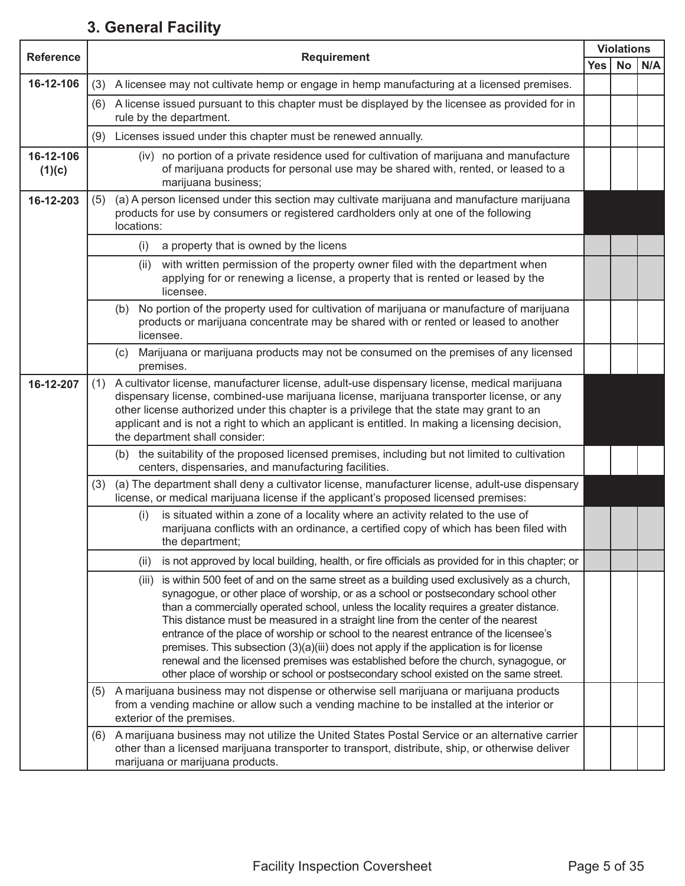## 3. General Facility

| Reference | Requirement | Violations | | |
|---|---|---|---|---|
| | | Yes | No | N/A |
| 16-12-106 | (3) A licensee may not cultivate hemp or engage in hemp manufacturing at a licensed premises. | | | |
| | (6) A license issued pursuant to this chapter must be displayed by the licensee as provided for in rule by the department. | | | |
| | (9) Licenses issued under this chapter must be renewed annually. | | | |
| 16-12-106 (1)(c) | (iv) no portion of a private residence used for cultivation of marijuana and manufacture of marijuana products for personal use may be shared with, rented, or leased to a marijuana business; | | | |
| 16-12-203 | (5) (a) A person licensed under this section may cultivate marijuana and manufacture marijuana products for use by consumers or registered cardholders only at one of the following locations: | | | |
| | (i) a property that is owned by the licens | | | |
| | (ii) with written permission of the property owner filed with the department when applying for or renewing a license, a property that is rented or leased by the licensee. | | | |
| | (b) No portion of the property used for cultivation of marijuana or manufacture of marijuana products or marijuana concentrate may be shared with or rented or leased to another licensee. | | | |
| | (c) Marijuana or marijuana products may not be consumed on the premises of any licensed premises. | | | |
| 16-12-207 | (1) A cultivator license, manufacturer license, adult-use dispensary license, medical marijuana dispensary license, combined-use marijuana license, marijuana transporter license, or any other license authorized under this chapter is a privilege that the state may grant to an applicant and is not a right to which an applicant is entitled. In making a licensing decision, the department shall consider: | | | |
| | (b) the suitability of the proposed licensed premises, including but not limited to cultivation centers, dispensaries, and manufacturing facilities. | | | |
| | (3) (a) The department shall deny a cultivator license, manufacturer license, adult-use dispensary license, or medical marijuana license if the applicant's proposed licensed premises: | | | |
| | (i) is situated within a zone of a locality where an activity related to the use of marijuana conflicts with an ordinance, a certified copy of which has been filed with the department; | | | |
| | (ii) is not approved by local building, health, or fire officials as provided for in this chapter; or | | | |
| | (iii) is within 500 feet of and on the same street as a building used exclusively as a church, synagogue, or other place of worship, or as a school or postsecondary school other than a commercially operated school, unless the locality requires a greater distance. This distance must be measured in a straight line from the center of the nearest entrance of the place of worship or school to the nearest entrance of the licensee's premises. This subsection (3)(a)(iii) does not apply if the application is for license renewal and the licensed premises was established before the church, synagogue, or other place of worship or school or postsecondary school existed on the same street. | | | |
| | (5) A marijuana business may not dispense or otherwise sell marijuana or marijuana products from a vending machine or allow such a vending machine to be installed at the interior or exterior of the premises. | | | |
| | (6) A marijuana business may not utilize the United States Postal Service or an alternative carrier other than a licensed marijuana transporter to transport, distribute, ship, or otherwise deliver marijuana or marijuana products. | | | |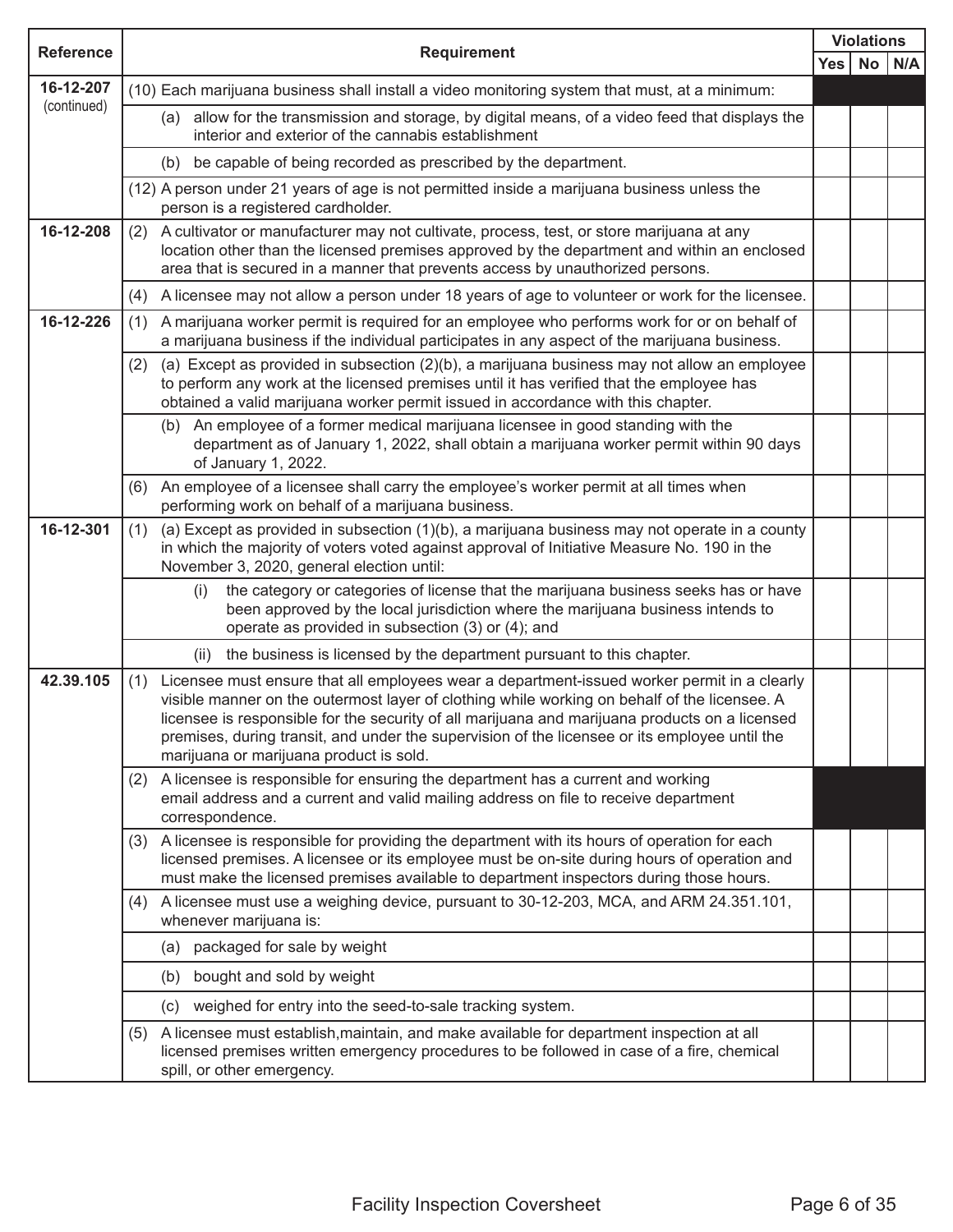| Reference | Requirement | Violations | | |
|---|---|---|---|---|
| | | Yes | No | N/A |
| 16-12-207 (continued) | (10) Each marijuana business shall install a video monitoring system that must, at a minimum: | | | |
| | (a) allow for the transmission and storage, by digital means, of a video feed that displays the interior and exterior of the cannabis establishment | | | |
| | (b) be capable of being recorded as prescribed by the department. | | | |
| | (12) A person under 21 years of age is not permitted inside a marijuana business unless the person is a registered cardholder. | | | |
| 16-12-208 | (2) A cultivator or manufacturer may not cultivate, process, test, or store marijuana at any location other than the licensed premises approved by the department and within an enclosed area that is secured in a manner that prevents access by unauthorized persons. | | | |
| | (4) A licensee may not allow a person under 18 years of age to volunteer or work for the licensee. | | | |
| 16-12-226 | (1) A marijuana worker permit is required for an employee who performs work for or on behalf of a marijuana business if the individual participates in any aspect of the marijuana business. | | | |
| | (2) (a) Except as provided in subsection (2)(b), a marijuana business may not allow an employee to perform any work at the licensed premises until it has verified that the employee has obtained a valid marijuana worker permit issued in accordance with this chapter. | | | |
| | (b) An employee of a former medical marijuana licensee in good standing with the department as of January 1, 2022, shall obtain a marijuana worker permit within 90 days of January 1, 2022. | | | |
| | (6) An employee of a licensee shall carry the employee's worker permit at all times when performing work on behalf of a marijuana business. | | | |
| 16-12-301 | (1) (a) Except as provided in subsection (1)(b), a marijuana business may not operate in a county in which the majority of voters voted against approval of Initiative Measure No. 190 in the November 3, 2020, general election until: | | | |
| | (i) the category or categories of license that the marijuana business seeks has or have been approved by the local jurisdiction where the marijuana business intends to operate as provided in subsection (3) or (4); and | | | |
| | (ii) the business is licensed by the department pursuant to this chapter. | | | |
| 42.39.105 | (1) Licensee must ensure that all employees wear a department-issued worker permit in a clearly visible manner on the outermost layer of clothing while working on behalf of the licensee. A licensee is responsible for the security of all marijuana and marijuana products on a licensed premises, during transit, and under the supervision of the licensee or its employee until the marijuana or marijuana product is sold. | | | |
| | (2) A licensee is responsible for ensuring the department has a current and working email address and a current and valid mailing address on file to receive department correspondence. | | | |
| | (3) A licensee is responsible for providing the department with its hours of operation for each licensed premises. A licensee or its employee must be on-site during hours of operation and must make the licensed premises available to department inspectors during those hours. | | | |
| | (4) A licensee must use a weighing device, pursuant to 30-12-203, MCA, and ARM 24.351.101, whenever marijuana is: | | | |
| | (a) packaged for sale by weight | | | |
| | (b) bought and sold by weight | | | |
| | (c) weighed for entry into the seed-to-sale tracking system. | | | |
| | (5) A licensee must establish,maintain, and make available for department inspection at all licensed premises written emergency procedures to be followed in case of a fire, chemical spill, or other emergency. | | | |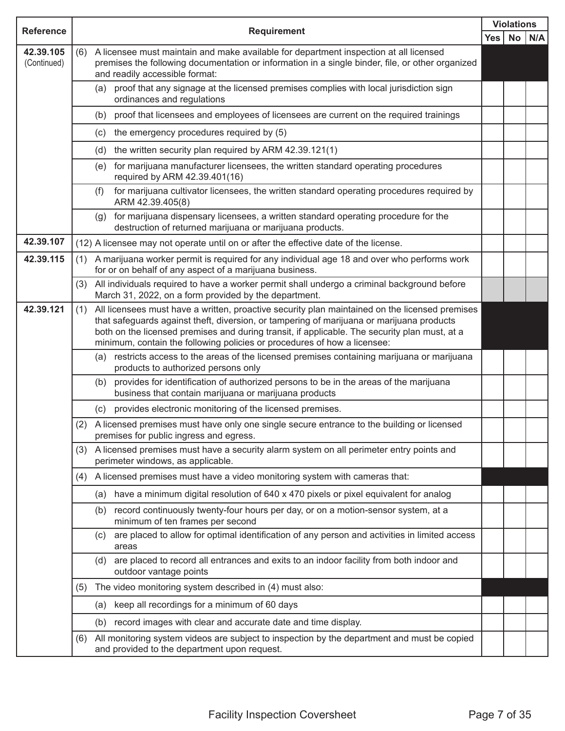| Reference | Requirement | Violations | | |
|---|---|---|---|---|
| | | Yes | No | N/A |
| **42.39.105** (Continued) | (6) A licensee must maintain and make available for department inspection at all licensed premises the following documentation or information in a single binder, file, or other organized and readily accessible format: | | | |
| | (a) proof that any signage at the licensed premises complies with local jurisdiction sign ordinances and regulations | | | |
| | (b) proof that licensees and employees of licensees are current on the required trainings | | | |
| | (c) the emergency procedures required by (5) | | | |
| | (d) the written security plan required by ARM 42.39.121(1) | | | |
| | (e) for marijuana manufacturer licensees, the written standard operating procedures required by ARM 42.39.401(16) | | | |
| | (f) for marijuana cultivator licensees, the written standard operating procedures required by ARM 42.39.405(8) | | | |
| | (g) for marijuana dispensary licensees, a written standard operating procedure for the destruction of returned marijuana or marijuana products. | | | |
| **42.39.107** | (12) A licensee may not operate until on or after the effective date of the license. | | | |
| **42.39.115** | (1) A marijuana worker permit is required for any individual age 18 and over who performs work for or on behalf of any aspect of a marijuana business. | | | |
| | (3) All individuals required to have a worker permit shall undergo a criminal background before March 31, 2022, on a form provided by the department. | | | |
| **42.39.121** | (1) All licensees must have a written, proactive security plan maintained on the licensed premises that safeguards against theft, diversion, or tampering of marijuana or marijuana products both on the licensed premises and during transit, if applicable. The security plan must, at a minimum, contain the following policies or procedures of how a licensee: | | | |
| | (a) restricts access to the areas of the licensed premises containing marijuana or marijuana products to authorized persons only | | | |
| | (b) provides for identification of authorized persons to be in the areas of the marijuana business that contain marijuana or marijuana products | | | |
| | (c) provides electronic monitoring of the licensed premises. | | | |
| | (2) A licensed premises must have only one single secure entrance to the building or licensed premises for public ingress and egress. | | | |
| | (3) A licensed premises must have a security alarm system on all perimeter entry points and perimeter windows, as applicable. | | | |
| | (4) A licensed premises must have a video monitoring system with cameras that: | | | |
| | (a) have a minimum digital resolution of 640 x 470 pixels or pixel equivalent for analog | | | |
| | (b) record continuously twenty-four hours per day, or on a motion-sensor system, at a minimum of ten frames per second | | | |
| | (c) are placed to allow for optimal identification of any person and activities in limited access areas | | | |
| | (d) are placed to record all entrances and exits to an indoor facility from both indoor and outdoor vantage points | | | |
| | (5) The video monitoring system described in (4) must also: | | | |
| | (a) keep all recordings for a minimum of 60 days | | | |
| | (b) record images with clear and accurate date and time display. | | | |
| | (6) All monitoring system videos are subject to inspection by the department and must be copied and provided to the department upon request. | | | |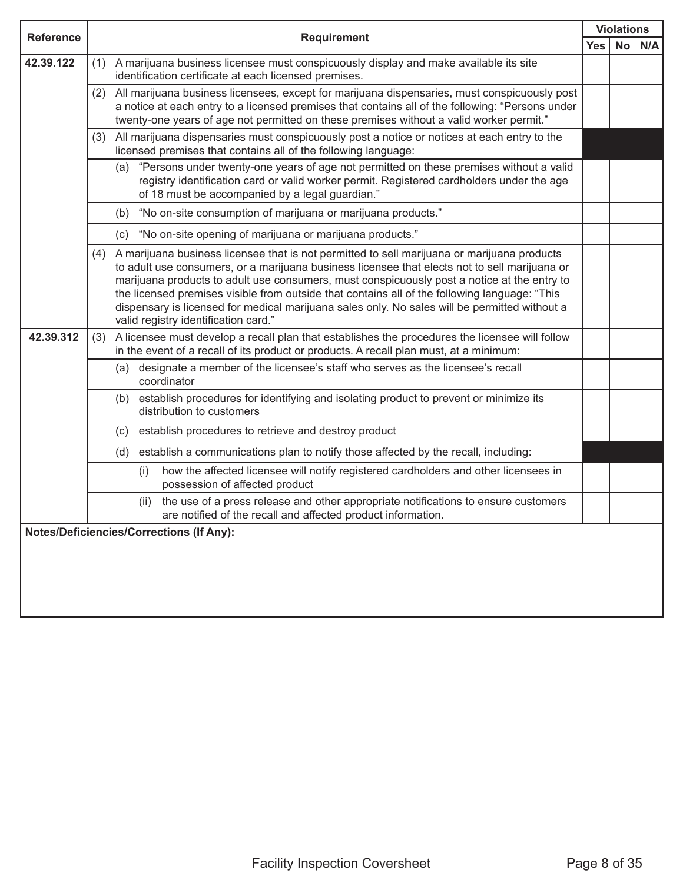| Reference | Requirement | Violations | | |
|---|---|---|---|---|
| | | Yes | No | N/A |
| **42.39.122** | (1) A marijuana business licensee must conspicuously display and make available its site identification certificate at each licensed premises. | | | |
| | (2) All marijuana business licensees, except for marijuana dispensaries, must conspicuously post a notice at each entry to a licensed premises that contains all of the following: "Persons under twenty-one years of age not permitted on these premises without a valid worker permit." | | | |
| | (3) All marijuana dispensaries must conspicuously post a notice or notices at each entry to the licensed premises that contains all of the following language: | | | |
| | (a) "Persons under twenty-one years of age not permitted on these premises without a valid registry identification card or valid worker permit. Registered cardholders under the age of 18 must be accompanied by a legal guardian." | | | |
| | (b) "No on-site consumption of marijuana or marijuana products." | | | |
| | (c) "No on-site opening of marijuana or marijuana products." | | | |
| | (4) A marijuana business licensee that is not permitted to sell marijuana or marijuana products to adult use consumers, or a marijuana business licensee that elects not to sell marijuana or marijuana products to adult use consumers, must conspicuously post a notice at the entry to the licensed premises visible from outside that contains all of the following language: "This dispensary is licensed for medical marijuana sales only. No sales will be permitted without a valid registry identification card." | | | |
| **42.39.312** | (3) A licensee must develop a recall plan that establishes the procedures the licensee will follow in the event of a recall of its product or products. A recall plan must, at a minimum: | | | |
| | (a) designate a member of the licensee's staff who serves as the licensee's recall coordinator | | | |
| | (b) establish procedures for identifying and isolating product to prevent or minimize its distribution to customers | | | |
| | (c) establish procedures to retrieve and destroy product | | | |
| | (d) establish a communications plan to notify those affected by the recall, including: | | | |
| | (i) how the affected licensee will notify registered cardholders and other licensees in possession of affected product | | | |
| | (ii) the use of a press release and other appropriate notifications to ensure customers are notified of the recall and affected product information. | | | |

**Notes/Deficiencies/Corrections (If Any):**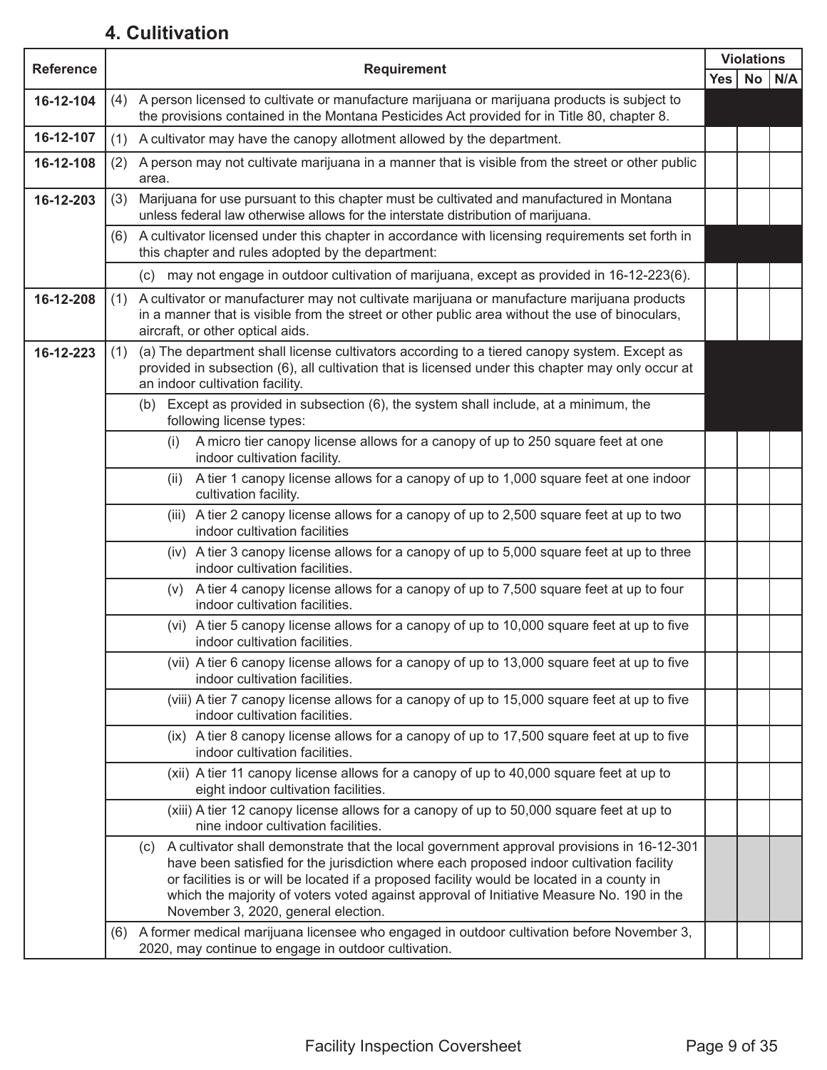## 4. Culitivation

| Reference | Requirement | Violations | | |
|---|---|---|---|---|
| | | Yes | No | N/A |
| 16-12-104 | (4) A person licensed to cultivate or manufacture marijuana or marijuana products is subject to the provisions contained in the Montana Pesticides Act provided for in Title 80, chapter 8. | | | |
| 16-12-107 | (1) A cultivator may have the canopy allotment allowed by the department. | | | |
| 16-12-108 | (2) A person may not cultivate marijuana in a manner that is visible from the street or other public area. | | | |
| 16-12-203 | (3) Marijuana for use pursuant to this chapter must be cultivated and manufactured in Montana unless federal law otherwise allows for the interstate distribution of marijuana. | | | |
| | (6) A cultivator licensed under this chapter in accordance with licensing requirements set forth in this chapter and rules adopted by the department: | | | |
| | (c) may not engage in outdoor cultivation of marijuana, except as provided in 16-12-223(6). | | | |
| 16-12-208 | (1) A cultivator or manufacturer may not cultivate marijuana or manufacture marijuana products in a manner that is visible from the street or other public area without the use of binoculars, aircraft, or other optical aids. | | | |
| 16-12-223 | (1) (a) The department shall license cultivators according to a tiered canopy system. Except as provided in subsection (6), all cultivation that is licensed under this chapter may only occur at an indoor cultivation facility. | | | |
| | (b) Except as provided in subsection (6), the system shall include, at a minimum, the following license types: | | | |
| | (i) A micro tier canopy license allows for a canopy of up to 250 square feet at one indoor cultivation facility. | | | |
| | (ii) A tier 1 canopy license allows for a canopy of up to 1,000 square feet at one indoor cultivation facility. | | | |
| | (iii) A tier 2 canopy license allows for a canopy of up to 2,500 square feet at up to two indoor cultivation facilities | | | |
| | (iv) A tier 3 canopy license allows for a canopy of up to 5,000 square feet at up to three indoor cultivation facilities. | | | |
| | (v) A tier 4 canopy license allows for a canopy of up to 7,500 square feet at up to four indoor cultivation facilities. | | | |
| | (vi) A tier 5 canopy license allows for a canopy of up to 10,000 square feet at up to five indoor cultivation facilities. | | | |
| | (vii) A tier 6 canopy license allows for a canopy of up to 13,000 square feet at up to five indoor cultivation facilities. | | | |
| | (viii) A tier 7 canopy license allows for a canopy of up to 15,000 square feet at up to five indoor cultivation facilities. | | | |
| | (ix) A tier 8 canopy license allows for a canopy of up to 17,500 square feet at up to five indoor cultivation facilities. | | | |
| | (xii) A tier 11 canopy license allows for a canopy of up to 40,000 square feet at up to eight indoor cultivation facilities. | | | |
| | (xiii) A tier 12 canopy license allows for a canopy of up to 50,000 square feet at up to nine indoor cultivation facilities. | | | |
| | (c) A cultivator shall demonstrate that the local government approval provisions in 16-12-301 have been satisfied for the jurisdiction where each proposed indoor cultivation facility or facilities is or will be located if a proposed facility would be located in a county in which the majority of voters voted against approval of Initiative Measure No. 190 in the November 3, 2020, general election. | | | |
| | (6) A former medical marijuana licensee who engaged in outdoor cultivation before November 3, 2020, may continue to engage in outdoor cultivation. | | | |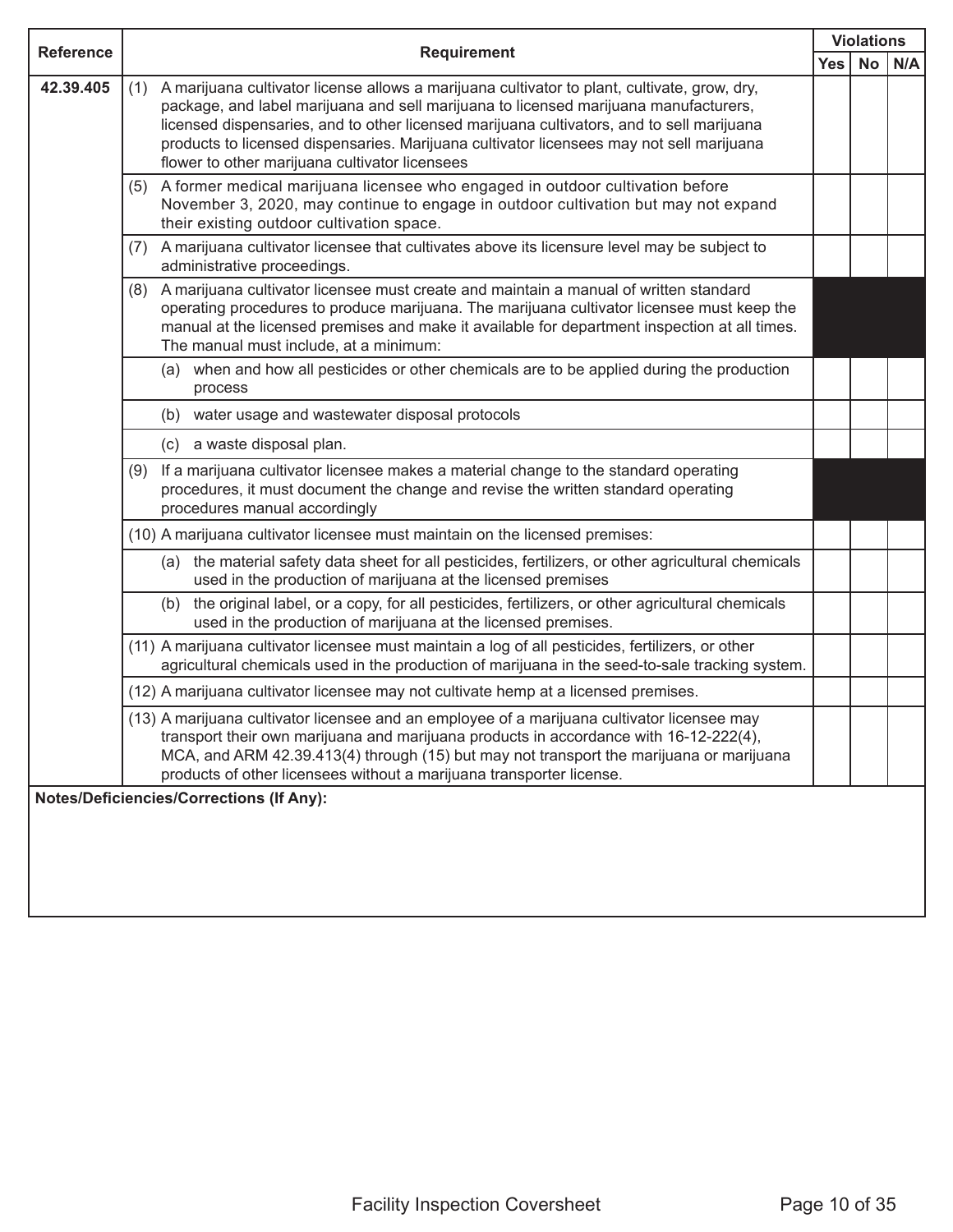| Reference | Requirement | Violations | | |
|---|---|---|---|---|
| | | Yes | No | N/A |
| **42.39.405** | (1) A marijuana cultivator license allows a marijuana cultivator to plant, cultivate, grow, dry, package, and label marijuana and sell marijuana to licensed marijuana manufacturers, licensed dispensaries, and to other licensed marijuana cultivators, and to sell marijuana products to licensed dispensaries. Marijuana cultivator licensees may not sell marijuana flower to other marijuana cultivator licensees | | | |
| | (5) A former medical marijuana licensee who engaged in outdoor cultivation before November 3, 2020, may continue to engage in outdoor cultivation but may not expand their existing outdoor cultivation space. | | | |
| | (7) A marijuana cultivator licensee that cultivates above its licensure level may be subject to administrative proceedings. | | | |
| | (8) A marijuana cultivator licensee must create and maintain a manual of written standard operating procedures to produce marijuana. The marijuana cultivator licensee must keep the manual at the licensed premises and make it available for department inspection at all times. The manual must include, at a minimum: | | | |
| | (a) when and how all pesticides or other chemicals are to be applied during the production process | | | |
| | (b) water usage and wastewater disposal protocols | | | |
| | (c) a waste disposal plan. | | | |
| | (9) If a marijuana cultivator licensee makes a material change to the standard operating procedures, it must document the change and revise the written standard operating procedures manual accordingly | | | |
| | (10) A marijuana cultivator licensee must maintain on the licensed premises: | | | |
| | (a) the material safety data sheet for all pesticides, fertilizers, or other agricultural chemicals used in the production of marijuana at the licensed premises | | | |
| | (b) the original label, or a copy, for all pesticides, fertilizers, or other agricultural chemicals used in the production of marijuana at the licensed premises. | | | |
| | (11) A marijuana cultivator licensee must maintain a log of all pesticides, fertilizers, or other agricultural chemicals used in the production of marijuana in the seed-to-sale tracking system. | | | |
| | (12) A marijuana cultivator licensee may not cultivate hemp at a licensed premises. | | | |
| | (13) A marijuana cultivator licensee and an employee of a marijuana cultivator licensee may transport their own marijuana and marijuana products in accordance with 16-12-222(4), MCA, and ARM 42.39.413(4) through (15) but may not transport the marijuana or marijuana products of other licensees without a marijuana transporter license. | | | |

**Notes/Deficiencies/Corrections (If Any):**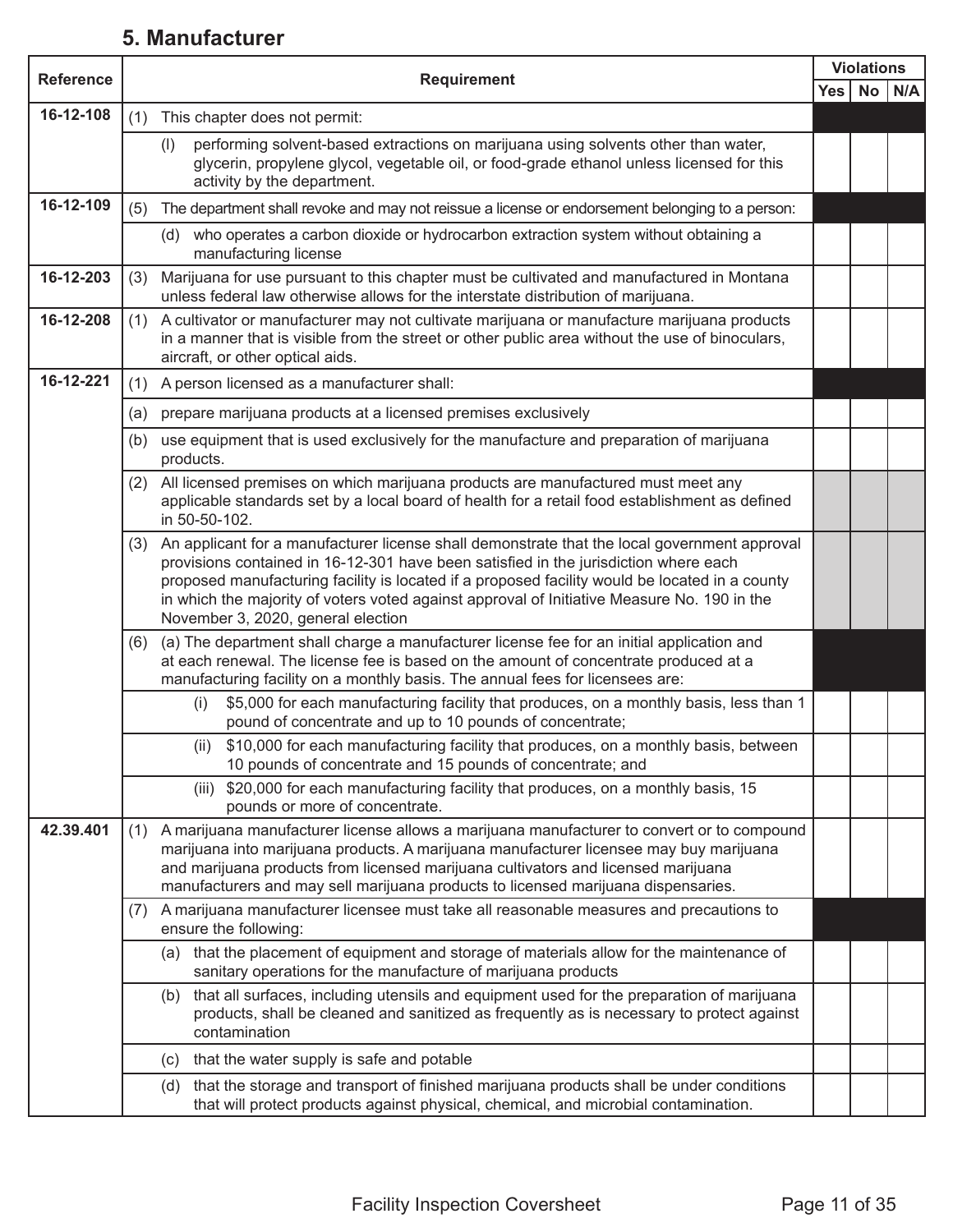## 5. Manufacturer

| Reference | Requirement | Violations | | |
|---|---|---|---|---|
| | | Yes | No | N/A |
| 16-12-108 | (1) This chapter does not permit: | | | |
| | (l) performing solvent-based extractions on marijuana using solvents other than water, glycerin, propylene glycol, vegetable oil, or food-grade ethanol unless licensed for this activity by the department. | | | |
| 16-12-109 | (5) The department shall revoke and may not reissue a license or endorsement belonging to a person: | | | |
| | (d) who operates a carbon dioxide or hydrocarbon extraction system without obtaining a manufacturing license | | | |
| 16-12-203 | (3) Marijuana for use pursuant to this chapter must be cultivated and manufactured in Montana unless federal law otherwise allows for the interstate distribution of marijuana. | | | |
| 16-12-208 | (1) A cultivator or manufacturer may not cultivate marijuana or manufacture marijuana products in a manner that is visible from the street or other public area without the use of binoculars, aircraft, or other optical aids. | | | |
| 16-12-221 | (1) A person licensed as a manufacturer shall: | | | |
| | (a) prepare marijuana products at a licensed premises exclusively | | | |
| | (b) use equipment that is used exclusively for the manufacture and preparation of marijuana products. | | | |
| | (2) All licensed premises on which marijuana products are manufactured must meet any applicable standards set by a local board of health for a retail food establishment as defined in 50-50-102. | | | |
| | (3) An applicant for a manufacturer license shall demonstrate that the local government approval provisions contained in 16-12-301 have been satisfied in the jurisdiction where each proposed manufacturing facility is located if a proposed facility would be located in a county in which the majority of voters voted against approval of Initiative Measure No. 190 in the November 3, 2020, general election | | | |
| | (6) (a) The department shall charge a manufacturer license fee for an initial application and at each renewal. The license fee is based on the amount of concentrate produced at a manufacturing facility on a monthly basis. The annual fees for licensees are: | | | |
| | (i) $5,000 for each manufacturing facility that produces, on a monthly basis, less than 1 pound of concentrate and up to 10 pounds of concentrate; | | | |
| | (ii) $10,000 for each manufacturing facility that produces, on a monthly basis, between 10 pounds of concentrate and 15 pounds of concentrate; and | | | |
| | (iii) $20,000 for each manufacturing facility that produces, on a monthly basis, 15 pounds or more of concentrate. | | | |
| 42.39.401 | (1) A marijuana manufacturer license allows a marijuana manufacturer to convert or to compound marijuana into marijuana products. A marijuana manufacturer licensee may buy marijuana and marijuana products from licensed marijuana cultivators and licensed marijuana manufacturers and may sell marijuana products to licensed marijuana dispensaries. | | | |
| | (7) A marijuana manufacturer licensee must take all reasonable measures and precautions to ensure the following: | | | |
| | (a) that the placement of equipment and storage of materials allow for the maintenance of sanitary operations for the manufacture of marijuana products | | | |
| | (b) that all surfaces, including utensils and equipment used for the preparation of marijuana products, shall be cleaned and sanitized as frequently as is necessary to protect against contamination | | | |
| | (c) that the water supply is safe and potable | | | |
| | (d) that the storage and transport of finished marijuana products shall be under conditions that will protect products against physical, chemical, and microbial contamination. | | | |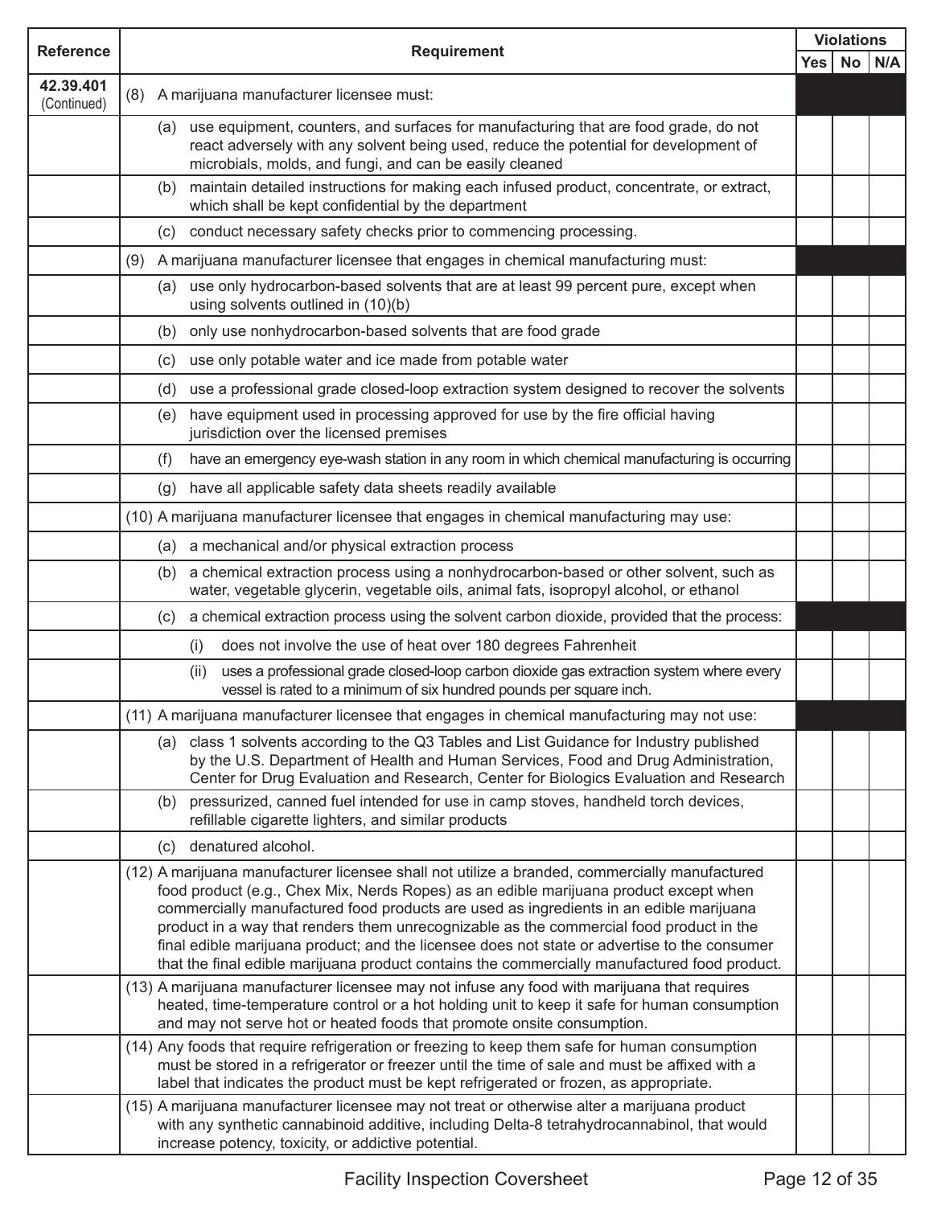| Reference | Requirement | Violations | | |
|---|---|---|---|---|
| | | Yes | No | N/A |
| **42.39.401** (Continued) | (8) A marijuana manufacturer licensee must: | | | |
| | (a) use equipment, counters, and surfaces for manufacturing that are food grade, do not react adversely with any solvent being used, reduce the potential for development of microbials, molds, and fungi, and can be easily cleaned | | | |
| | (b) maintain detailed instructions for making each infused product, concentrate, or extract, which shall be kept confidential by the department | | | |
| | (c) conduct necessary safety checks prior to commencing processing. | | | |
| | (9) A marijuana manufacturer licensee that engages in chemical manufacturing must: | | | |
| | (a) use only hydrocarbon-based solvents that are at least 99 percent pure, except when using solvents outlined in (10)(b) | | | |
| | (b) only use nonhydrocarbon-based solvents that are food grade | | | |
| | (c) use only potable water and ice made from potable water | | | |
| | (d) use a professional grade closed-loop extraction system designed to recover the solvents | | | |
| | (e) have equipment used in processing approved for use by the fire official having jurisdiction over the licensed premises | | | |
| | (f) have an emergency eye-wash station in any room in which chemical manufacturing is occurring | | | |
| | (g) have all applicable safety data sheets readily available | | | |
| | (10) A marijuana manufacturer licensee that engages in chemical manufacturing may use: | | | |
| | (a) a mechanical and/or physical extraction process | | | |
| | (b) a chemical extraction process using a nonhydrocarbon-based or other solvent, such as water, vegetable glycerin, vegetable oils, animal fats, isopropyl alcohol, or ethanol | | | |
| | (c) a chemical extraction process using the solvent carbon dioxide, provided that the process: | | | |
| | (i) does not involve the use of heat over 180 degrees Fahrenheit | | | |
| | (ii) uses a professional grade closed-loop carbon dioxide gas extraction system where every vessel is rated to a minimum of six hundred pounds per square inch. | | | |
| | (11) A marijuana manufacturer licensee that engages in chemical manufacturing may not use: | | | |
| | (a) class 1 solvents according to the Q3 Tables and List Guidance for Industry published by the U.S. Department of Health and Human Services, Food and Drug Administration, Center for Drug Evaluation and Research, Center for Biologics Evaluation and Research | | | |
| | (b) pressurized, canned fuel intended for use in camp stoves, handheld torch devices, refillable cigarette lighters, and similar products | | | |
| | (c) denatured alcohol. | | | |
| | (12) A marijuana manufacturer licensee shall not utilize a branded, commercially manufactured food product (e.g., Chex Mix, Nerds Ropes) as an edible marijuana product except when commercially manufactured food products are used as ingredients in an edible marijuana product in a way that renders them unrecognizable as the commercial food product in the final edible marijuana product; and the licensee does not state or advertise to the consumer that the final edible marijuana product contains the commercially manufactured food product. | | | |
| | (13) A marijuana manufacturer licensee may not infuse any food with marijuana that requires heated, time-temperature control or a hot holding unit to keep it safe for human consumption and may not serve hot or heated foods that promote onsite consumption. | | | |
| | (14) Any foods that require refrigeration or freezing to keep them safe for human consumption must be stored in a refrigerator or freezer until the time of sale and must be affixed with a label that indicates the product must be kept refrigerated or frozen, as appropriate. | | | |
| | (15) A marijuana manufacturer licensee may not treat or otherwise alter a marijuana product with any synthetic cannabinoid additive, including Delta-8 tetrahydrocannabinol, that would increase potency, toxicity, or addictive potential. | | | |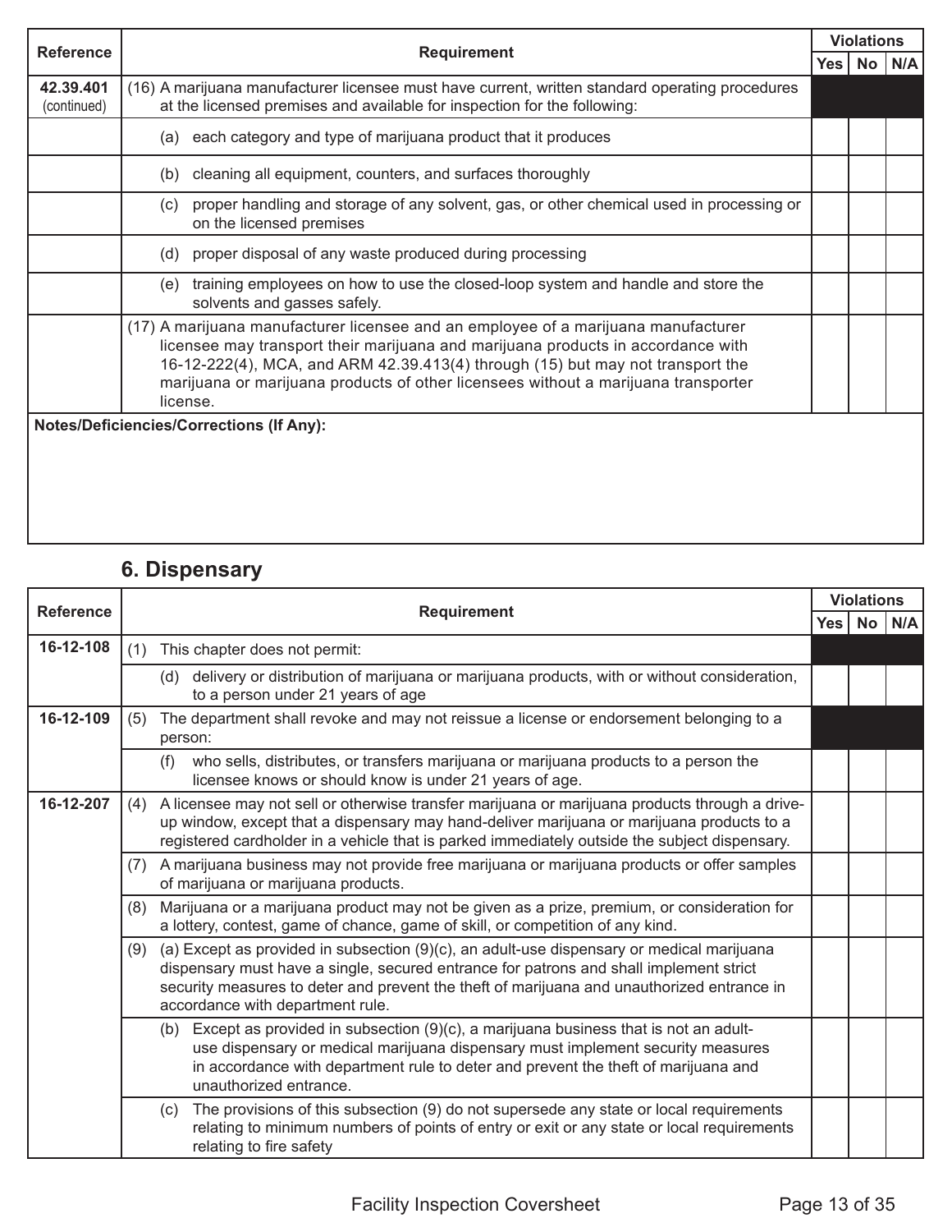| Reference | Requirement | Violations | | |
|---|---|---|---|---|
| | | Yes | No | N/A |
| **42.39.401** (continued) | (16) A marijuana manufacturer licensee must have current, written standard operating procedures at the licensed premises and available for inspection for the following: | | | |
| | (a) each category and type of marijuana product that it produces | | | |
| | (b) cleaning all equipment, counters, and surfaces thoroughly | | | |
| | (c) proper handling and storage of any solvent, gas, or other chemical used in processing or on the licensed premises | | | |
| | (d) proper disposal of any waste produced during processing | | | |
| | (e) training employees on how to use the closed-loop system and handle and store the solvents and gasses safely. | | | |
| | (17) A marijuana manufacturer licensee and an employee of a marijuana manufacturer licensee may transport their marijuana and marijuana products in accordance with 16-12-222(4), MCA, and ARM 42.39.413(4) through (15) but may not transport the marijuana or marijuana products of other licensees without a marijuana transporter license. | | | |

**Notes/Deficiencies/Corrections (If Any):**

## 6. Dispensary

| Reference | Requirement | Violations | | |
|---|---|---|---|---|
| | | Yes | No | N/A |
| **16-12-108** | (1) This chapter does not permit: | | | |
| | (d) delivery or distribution of marijuana or marijuana products, with or without consideration, to a person under 21 years of age | | | |
| **16-12-109** | (5) The department shall revoke and may not reissue a license or endorsement belonging to a person: | | | |
| | (f) who sells, distributes, or transfers marijuana or marijuana products to a person the licensee knows or should know is under 21 years of age. | | | |
| **16-12-207** | (4) A licensee may not sell or otherwise transfer marijuana or marijuana products through a drive-up window, except that a dispensary may hand-deliver marijuana or marijuana products to a registered cardholder in a vehicle that is parked immediately outside the subject dispensary. | | | |
| | (7) A marijuana business may not provide free marijuana or marijuana products or offer samples of marijuana or marijuana products. | | | |
| | (8) Marijuana or a marijuana product may not be given as a prize, premium, or consideration for a lottery, contest, game of chance, game of skill, or competition of any kind. | | | |
| | (9) (a) Except as provided in subsection (9)(c), an adult-use dispensary or medical marijuana dispensary must have a single, secured entrance for patrons and shall implement strict security measures to deter and prevent the theft of marijuana and unauthorized entrance in accordance with department rule. | | | |
| | (b) Except as provided in subsection (9)(c), a marijuana business that is not an adult-use dispensary or medical marijuana dispensary must implement security measures in accordance with department rule to deter and prevent the theft of marijuana and unauthorized entrance. | | | |
| | (c) The provisions of this subsection (9) do not supersede any state or local requirements relating to minimum numbers of points of entry or exit or any state or local requirements relating to fire safety | | | |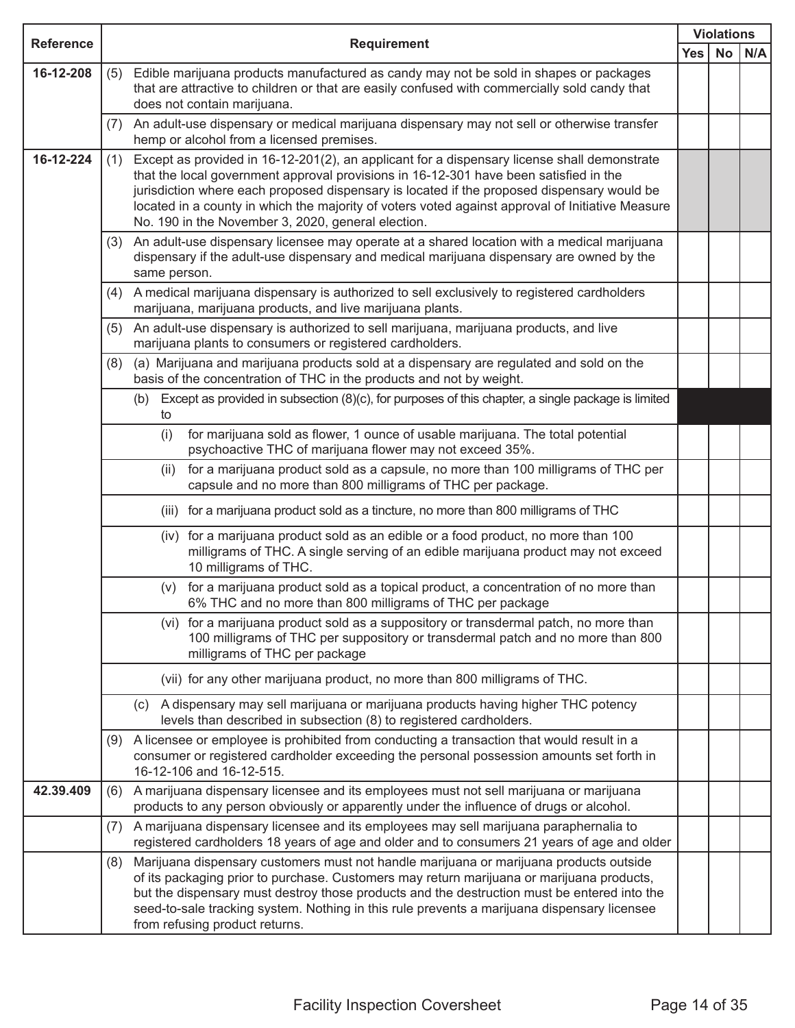| Reference | Requirement | Violations | | |
|---|---|---|---|---|
| | | Yes | No | N/A |
| 16-12-208 | (5) Edible marijuana products manufactured as candy may not be sold in shapes or packages that are attractive to children or that are easily confused with commercially sold candy that does not contain marijuana. | | | |
| | (7) An adult-use dispensary or medical marijuana dispensary may not sell or otherwise transfer hemp or alcohol from a licensed premises. | | | |
| 16-12-224 | (1) Except as provided in 16-12-201(2), an applicant for a dispensary license shall demonstrate that the local government approval provisions in 16-12-301 have been satisfied in the jurisdiction where each proposed dispensary is located if the proposed dispensary would be located in a county in which the majority of voters voted against approval of Initiative Measure No. 190 in the November 3, 2020, general election. | | | |
| | (3) An adult-use dispensary licensee may operate at a shared location with a medical marijuana dispensary if the adult-use dispensary and medical marijuana dispensary are owned by the same person. | | | |
| | (4) A medical marijuana dispensary is authorized to sell exclusively to registered cardholders marijuana, marijuana products, and live marijuana plants. | | | |
| | (5) An adult-use dispensary is authorized to sell marijuana, marijuana products, and live marijuana plants to consumers or registered cardholders. | | | |
| | (8) (a) Marijuana and marijuana products sold at a dispensary are regulated and sold on the basis of the concentration of THC in the products and not by weight. | | | |
| | (b) Except as provided in subsection (8)(c), for purposes of this chapter, a single package is limited to | | | |
| | (i) for marijuana sold as flower, 1 ounce of usable marijuana. The total potential psychoactive THC of marijuana flower may not exceed 35%. | | | |
| | (ii) for a marijuana product sold as a capsule, no more than 100 milligrams of THC per capsule and no more than 800 milligrams of THC per package. | | | |
| | (iii) for a marijuana product sold as a tincture, no more than 800 milligrams of THC | | | |
| | (iv) for a marijuana product sold as an edible or a food product, no more than 100 milligrams of THC. A single serving of an edible marijuana product may not exceed 10 milligrams of THC. | | | |
| | (v) for a marijuana product sold as a topical product, a concentration of no more than 6% THC and no more than 800 milligrams of THC per package | | | |
| | (vi) for a marijuana product sold as a suppository or transdermal patch, no more than 100 milligrams of THC per suppository or transdermal patch and no more than 800 milligrams of THC per package | | | |
| | (vii) for any other marijuana product, no more than 800 milligrams of THC. | | | |
| | (c) A dispensary may sell marijuana or marijuana products having higher THC potency levels than described in subsection (8) to registered cardholders. | | | |
| | (9) A licensee or employee is prohibited from conducting a transaction that would result in a consumer or registered cardholder exceeding the personal possession amounts set forth in 16-12-106 and 16-12-515. | | | |
| 42.39.409 | (6) A marijuana dispensary licensee and its employees must not sell marijuana or marijuana products to any person obviously or apparently under the influence of drugs or alcohol. | | | |
| | (7) A marijuana dispensary licensee and its employees may sell marijuana paraphernalia to registered cardholders 18 years of age and older and to consumers 21 years of age and older | | | |
| | (8) Marijuana dispensary customers must not handle marijuana or marijuana products outside of its packaging prior to purchase. Customers may return marijuana or marijuana products, but the dispensary must destroy those products and the destruction must be entered into the seed-to-sale tracking system. Nothing in this rule prevents a marijuana dispensary licensee from refusing product returns. | | | |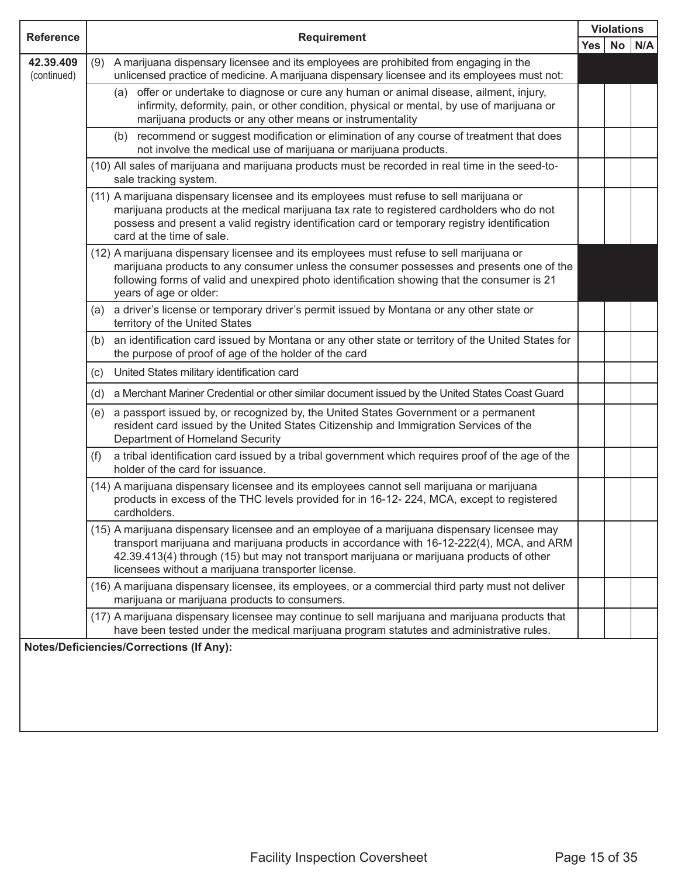| Reference | Requirement | Violations | | |
|---|---|---|---|---|
| | | Yes | No | N/A |
| **42.39.409** (continued) | (9) A marijuana dispensary licensee and its employees are prohibited from engaging in the unlicensed practice of medicine. A marijuana dispensary licensee and its employees must not: | | | |
| | (a) offer or undertake to diagnose or cure any human or animal disease, ailment, injury, infirmity, deformity, pain, or other condition, physical or mental, by use of marijuana or marijuana products or any other means or instrumentality | | | |
| | (b) recommend or suggest modification or elimination of any course of treatment that does not involve the medical use of marijuana or marijuana products. | | | |
| | (10) All sales of marijuana and marijuana products must be recorded in real time in the seed-to-sale tracking system. | | | |
| | (11) A marijuana dispensary licensee and its employees must refuse to sell marijuana or marijuana products at the medical marijuana tax rate to registered cardholders who do not possess and present a valid registry identification card or temporary registry identification card at the time of sale. | | | |
| | (12) A marijuana dispensary licensee and its employees must refuse to sell marijuana or marijuana products to any consumer unless the consumer possesses and presents one of the following forms of valid and unexpired photo identification showing that the consumer is 21 years of age or older: | | | |
| | (a) a driver's license or temporary driver's permit issued by Montana or any other state or territory of the United States | | | |
| | (b) an identification card issued by Montana or any other state or territory of the United States for the purpose of proof of age of the holder of the card | | | |
| | (c) United States military identification card | | | |
| | (d) a Merchant Mariner Credential or other similar document issued by the United States Coast Guard | | | |
| | (e) a passport issued by, or recognized by, the United States Government or a permanent resident card issued by the United States Citizenship and Immigration Services of the Department of Homeland Security | | | |
| | (f) a tribal identification card issued by a tribal government which requires proof of the age of the holder of the card for issuance. | | | |
| | (14) A marijuana dispensary licensee and its employees cannot sell marijuana or marijuana products in excess of the THC levels provided for in 16-12- 224, MCA, except to registered cardholders. | | | |
| | (15) A marijuana dispensary licensee and an employee of a marijuana dispensary licensee may transport marijuana and marijuana products in accordance with 16-12-222(4), MCA, and ARM 42.39.413(4) through (15) but may not transport marijuana or marijuana products of other licensees without a marijuana transporter license. | | | |
| | (16) A marijuana dispensary licensee, its employees, or a commercial third party must not deliver marijuana or marijuana products to consumers. | | | |
| | (17) A marijuana dispensary licensee may continue to sell marijuana and marijuana products that have been tested under the medical marijuana program statutes and administrative rules. | | | |

**Notes/Deficiencies/Corrections (If Any):**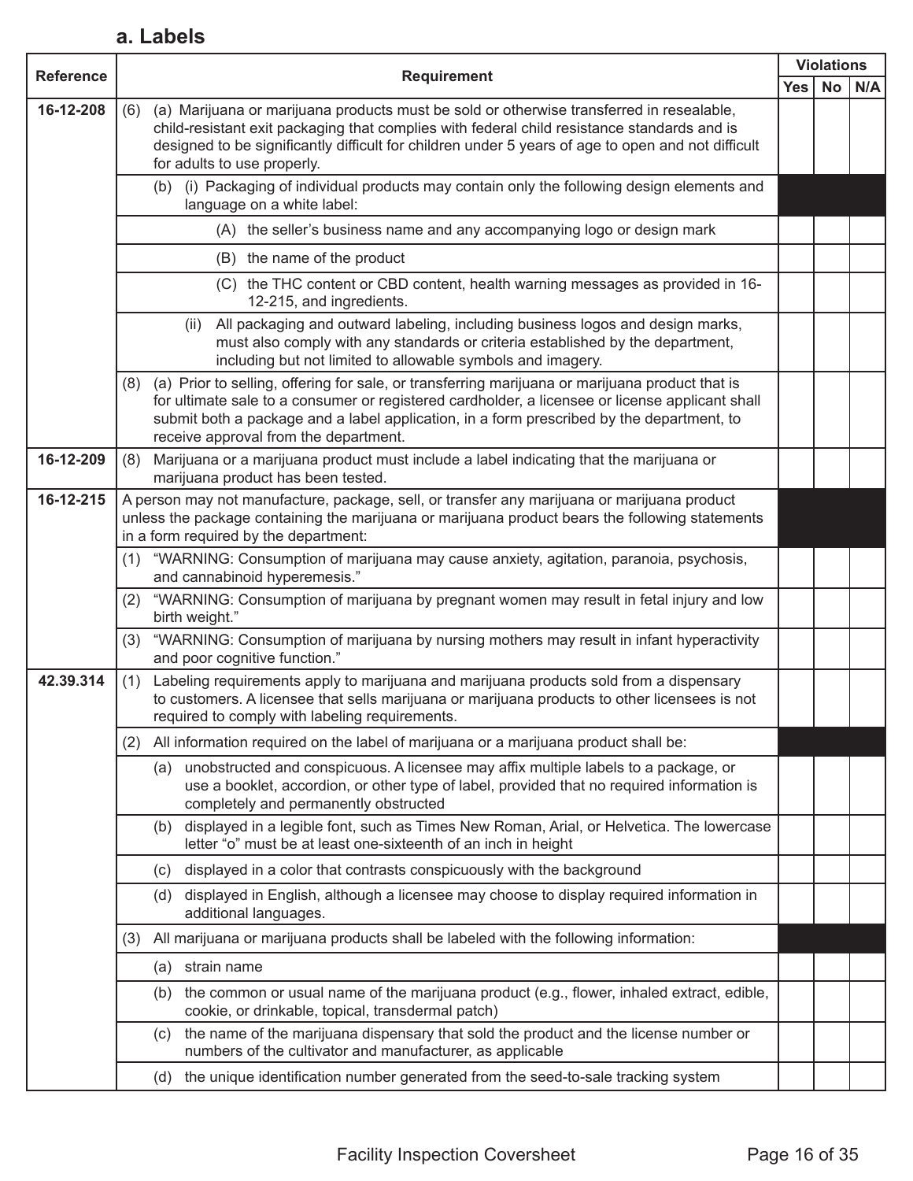## a. Labels

| Reference | Requirement | Violations | | |
|---|---|---|---|---|
| | | Yes | No | N/A |
| 16-12-208 | (6) (a) Marijuana or marijuana products must be sold or otherwise transferred in resealable, child-resistant exit packaging that complies with federal child resistance standards and is designed to be significantly difficult for children under 5 years of age to open and not difficult for adults to use properly. | | | |
| | (b) (i) Packaging of individual products may contain only the following design elements and language on a white label: | | | |
| | (A) the seller's business name and any accompanying logo or design mark | | | |
| | (B) the name of the product | | | |
| | (C) the THC content or CBD content, health warning messages as provided in 16-12-215, and ingredients. | | | |
| | (ii) All packaging and outward labeling, including business logos and design marks, must also comply with any standards or criteria established by the department, including but not limited to allowable symbols and imagery. | | | |
| | (8) (a) Prior to selling, offering for sale, or transferring marijuana or marijuana product that is for ultimate sale to a consumer or registered cardholder, a licensee or license applicant shall submit both a package and a label application, in a form prescribed by the department, to receive approval from the department. | | | |
| 16-12-209 | (8) Marijuana or a marijuana product must include a label indicating that the marijuana or marijuana product has been tested. | | | |
| 16-12-215 | A person may not manufacture, package, sell, or transfer any marijuana or marijuana product unless the package containing the marijuana or marijuana product bears the following statements in a form required by the department: | | | |
| | (1) "WARNING: Consumption of marijuana may cause anxiety, agitation, paranoia, psychosis, and cannabinoid hyperemesis." | | | |
| | (2) "WARNING: Consumption of marijuana by pregnant women may result in fetal injury and low birth weight." | | | |
| | (3) "WARNING: Consumption of marijuana by nursing mothers may result in infant hyperactivity and poor cognitive function." | | | |
| 42.39.314 | (1) Labeling requirements apply to marijuana and marijuana products sold from a dispensary to customers. A licensee that sells marijuana or marijuana products to other licensees is not required to comply with labeling requirements. | | | |
| | (2) All information required on the label of marijuana or a marijuana product shall be: | | | |
| | (a) unobstructed and conspicuous. A licensee may affix multiple labels to a package, or use a booklet, accordion, or other type of label, provided that no required information is completely and permanently obstructed | | | |
| | (b) displayed in a legible font, such as Times New Roman, Arial, or Helvetica. The lowercase letter "o" must be at least one-sixteenth of an inch in height | | | |
| | (c) displayed in a color that contrasts conspicuously with the background | | | |
| | (d) displayed in English, although a licensee may choose to display required information in additional languages. | | | |
| | (3) All marijuana or marijuana products shall be labeled with the following information: | | | |
| | (a) strain name | | | |
| | (b) the common or usual name of the marijuana product (e.g., flower, inhaled extract, edible, cookie, or drinkable, topical, transdermal patch) | | | |
| | (c) the name of the marijuana dispensary that sold the product and the license number or numbers of the cultivator and manufacturer, as applicable | | | |
| | (d) the unique identification number generated from the seed-to-sale tracking system | | | |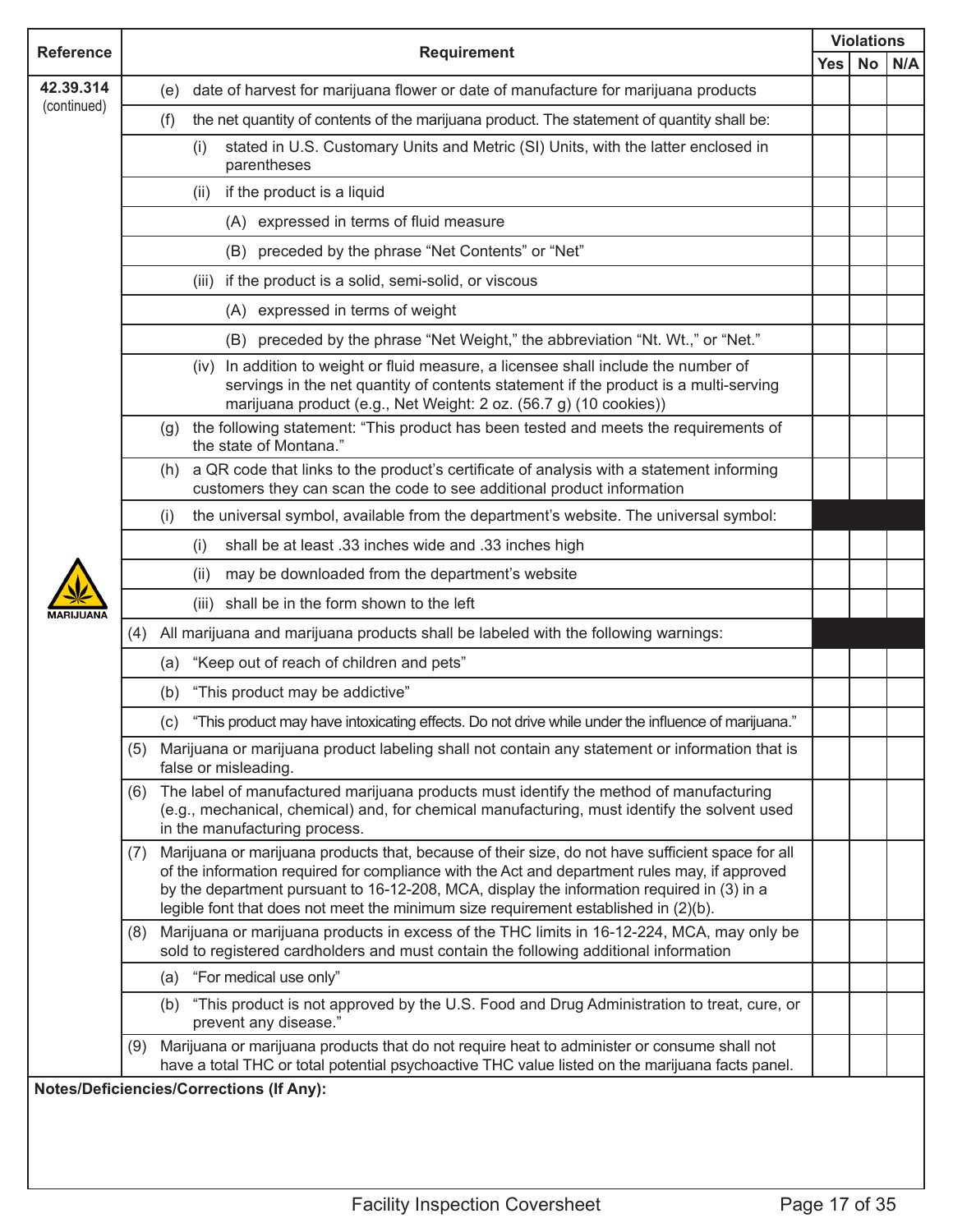| Reference | Requirement | Violations | | |
|---|---|---|---|---|
| | | Yes | No | N/A |
| **42.39.314** (continued) | (e) date of harvest for marijuana flower or date of manufacture for marijuana products | | | |
| | (f) the net quantity of contents of the marijuana product. The statement of quantity shall be: | | | |
| | (i) stated in U.S. Customary Units and Metric (SI) Units, with the latter enclosed in parentheses | | | |
| | (ii) if the product is a liquid | | | |
| | (A) expressed in terms of fluid measure | | | |
| | (B) preceded by the phrase "Net Contents" or "Net" | | | |
| | (iii) if the product is a solid, semi-solid, or viscous | | | |
| | (A) expressed in terms of weight | | | |
| | (B) preceded by the phrase "Net Weight," the abbreviation "Nt. Wt.," or "Net." | | | |
| | (iv) In addition to weight or fluid measure, a licensee shall include the number of servings in the net quantity of contents statement if the product is a multi-serving marijuana product (e.g., Net Weight: 2 oz. (56.7 g) (10 cookies)) | | | |
| | (g) the following statement: "This product has been tested and meets the requirements of the state of Montana." | | | |
| | (h) a QR code that links to the product's certificate of analysis with a statement informing customers they can scan the code to see additional product information | | | |
| | (i) the universal symbol, available from the department's website. The universal symbol: | | | |
| | (i) shall be at least .33 inches wide and .33 inches high | | | |
| | (ii) may be downloaded from the department's website | | | |
| MARIJUANA | (iii) shall be in the form shown to the left | | | |
| | (4) All marijuana and marijuana products shall be labeled with the following warnings: | | | |
| | (a) "Keep out of reach of children and pets" | | | |
| | (b) "This product may be addictive" | | | |
| | (c) "This product may have intoxicating effects. Do not drive while under the influence of marijuana." | | | |
| | (5) Marijuana or marijuana product labeling shall not contain any statement or information that is false or misleading. | | | |
| | (6) The label of manufactured marijuana products must identify the method of manufacturing (e.g., mechanical, chemical) and, for chemical manufacturing, must identify the solvent used in the manufacturing process. | | | |
| | (7) Marijuana or marijuana products that, because of their size, do not have sufficient space for all of the information required for compliance with the Act and department rules may, if approved by the department pursuant to 16-12-208, MCA, display the information required in (3) in a legible font that does not meet the minimum size requirement established in (2)(b). | | | |
| | (8) Marijuana or marijuana products in excess of the THC limits in 16-12-224, MCA, may only be sold to registered cardholders and must contain the following additional information | | | |
| | (a) "For medical use only" | | | |
| | (b) "This product is not approved by the U.S. Food and Drug Administration to treat, cure, or prevent any disease." | | | |
| | (9) Marijuana or marijuana products that do not require heat to administer or consume shall not have a total THC or total potential psychoactive THC value listed on the marijuana facts panel. | | | |

**Notes/Deficiencies/Corrections (If Any):**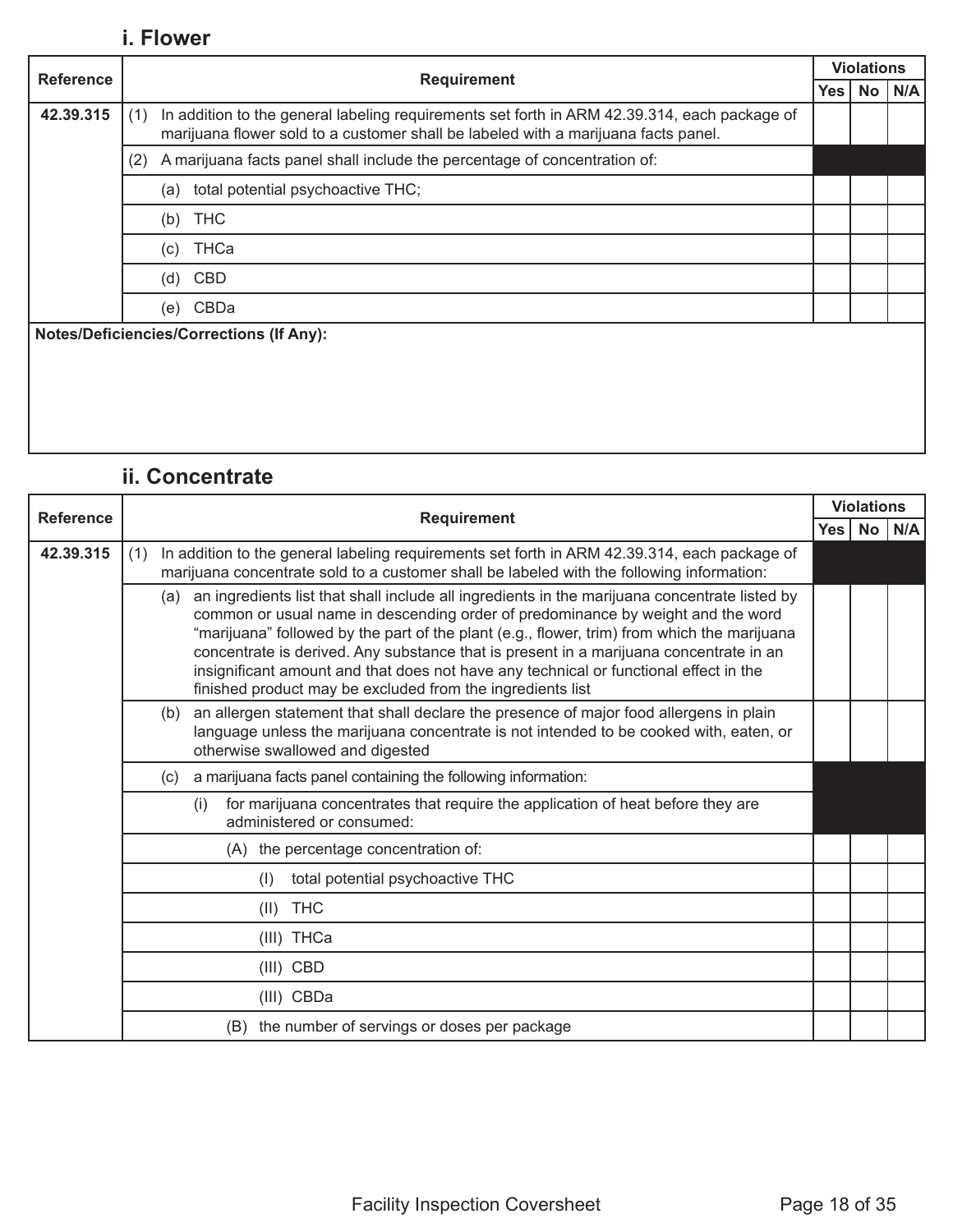## i. Flower

| Reference | Requirement | Violations | | |
|---|---|---|---|---|
| | | Yes | No | N/A |
| **42.39.315** | (1) In addition to the general labeling requirements set forth in ARM 42.39.314, each package of marijuana flower sold to a customer shall be labeled with a marijuana facts panel. | | | |
| | (2) A marijuana facts panel shall include the percentage of concentration of: | | | |
| | (a) total potential psychoactive THC; | | | |
| | (b) THC | | | |
| | (c) THCa | | | |
| | (d) CBD | | | |
| | (e) CBDa | | | |

**Notes/Deficiencies/Corrections (If Any):**

## ii. Concentrate

| Reference | Requirement | Violations | | |
|---|---|---|---|---|
| | | Yes | No | N/A |
| **42.39.315** | (1) In addition to the general labeling requirements set forth in ARM 42.39.314, each package of marijuana concentrate sold to a customer shall be labeled with the following information: | | | |
| | (a) an ingredients list that shall include all ingredients in the marijuana concentrate listed by common or usual name in descending order of predominance by weight and the word "marijuana" followed by the part of the plant (e.g., flower, trim) from which the marijuana concentrate is derived. Any substance that is present in a marijuana concentrate in an insignificant amount and that does not have any technical or functional effect in the finished product may be excluded from the ingredients list | | | |
| | (b) an allergen statement that shall declare the presence of major food allergens in plain language unless the marijuana concentrate is not intended to be cooked with, eaten, or otherwise swallowed and digested | | | |
| | (c) a marijuana facts panel containing the following information: | | | |
| | (i) for marijuana concentrates that require the application of heat before they are administered or consumed: | | | |
| | (A) the percentage concentration of: | | | |
| | (I) total potential psychoactive THC | | | |
| | (II) THC | | | |
| | (III) THCa | | | |
| | (III) CBD | | | |
| | (III) CBDa | | | |
| | (B) the number of servings or doses per package | | | |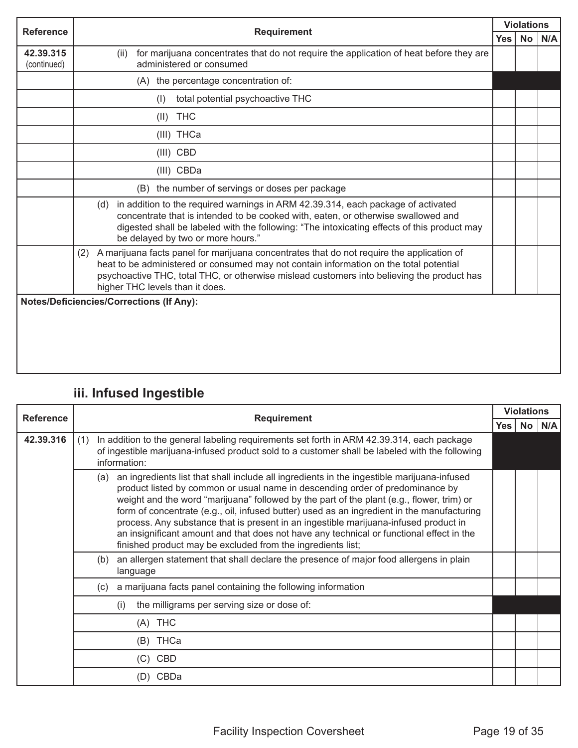| Reference | Requirement | Violations | | |
|---|---|---|---|---|
| | | Yes | No | N/A |
| **42.39.315** (continued) | (ii) for marijuana concentrates that do not require the application of heat before they are administered or consumed | | | |
| | (A) the percentage concentration of: | | | |
| | (I) total potential psychoactive THC | | | |
| | (II) THC | | | |
| | (III) THCa | | | |
| | (III) CBD | | | |
| | (III) CBDa | | | |
| | (B) the number of servings or doses per package | | | |
| | (d) in addition to the required warnings in ARM 42.39.314, each package of activated concentrate that is intended to be cooked with, eaten, or otherwise swallowed and digested shall be labeled with the following: "The intoxicating effects of this product may be delayed by two or more hours." | | | |
| | (2) A marijuana facts panel for marijuana concentrates that do not require the application of heat to be administered or consumed may not contain information on the total potential psychoactive THC, total THC, or otherwise mislead customers into believing the product has higher THC levels than it does. | | | |

**Notes/Deficiencies/Corrections (If Any):**

## iii. Infused Ingestible

| Reference | Requirement | Violations | | |
|---|---|---|---|---|
| | | Yes | No | N/A |
| **42.39.316** | (1) In addition to the general labeling requirements set forth in ARM 42.39.314, each package of ingestible marijuana-infused product sold to a customer shall be labeled with the following information: | | | |
| | (a) an ingredients list that shall include all ingredients in the ingestible marijuana-infused product listed by common or usual name in descending order of predominance by weight and the word "marijuana" followed by the part of the plant (e.g., flower, trim) or form of concentrate (e.g., oil, infused butter) used as an ingredient in the manufacturing process. Any substance that is present in an ingestible marijuana-infused product in an insignificant amount and that does not have any technical or functional effect in the finished product may be excluded from the ingredients list; | | | |
| | (b) an allergen statement that shall declare the presence of major food allergens in plain language | | | |
| | (c) a marijuana facts panel containing the following information | | | |
| | (i) the milligrams per serving size or dose of: | | | |
| | (A) THC | | | |
| | (B) THCa | | | |
| | (C) CBD | | | |
| | (D) CBDa | | | |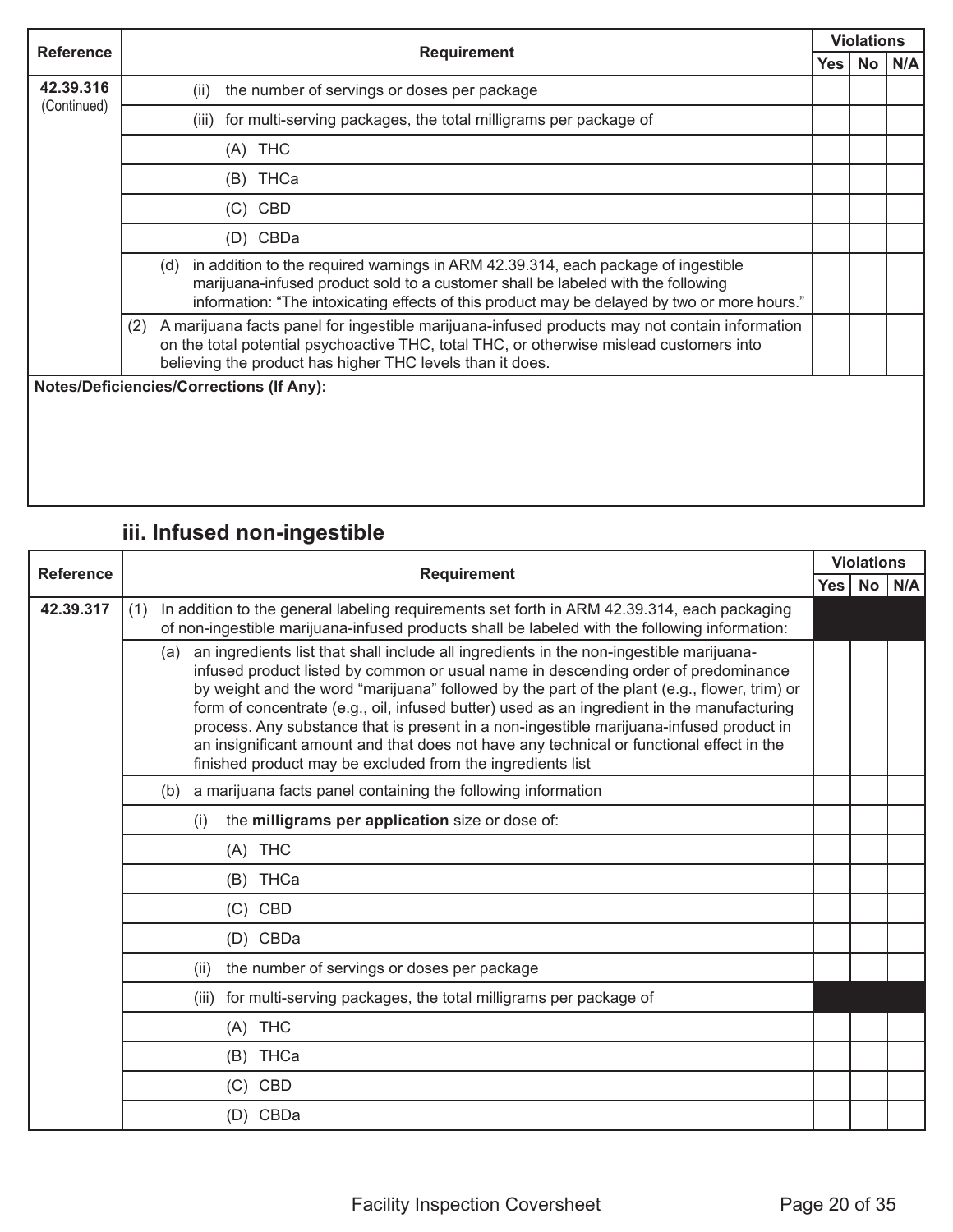| Reference | Requirement | Violations | | |
|---|---|---|---|---|
| | | Yes | No | N/A |
| 42.39.316 (Continued) | (ii) the number of servings or doses per package | | | |
| | (iii) for multi-serving packages, the total milligrams per package of | | | |
| | (A) THC | | | |
| | (B) THCa | | | |
| | (C) CBD | | | |
| | (D) CBDa | | | |
| | (d) in addition to the required warnings in ARM 42.39.314, each package of ingestible marijuana-infused product sold to a customer shall be labeled with the following information: "The intoxicating effects of this product may be delayed by two or more hours." | | | |
| | (2) A marijuana facts panel for ingestible marijuana-infused products may not contain information on the total potential psychoactive THC, total THC, or otherwise mislead customers into believing the product has higher THC levels than it does. | | | |

**Notes/Deficiencies/Corrections (If Any):**

## iii. Infused non-ingestible

| Reference | Requirement | Violations | | |
|---|---|---|---|---|
| | | Yes | No | N/A |
| 42.39.317 | (1) In addition to the general labeling requirements set forth in ARM 42.39.314, each packaging of non-ingestible marijuana-infused products shall be labeled with the following information: | | | |
| | (a) an ingredients list that shall include all ingredients in the non-ingestible marijuana-infused product listed by common or usual name in descending order of predominance by weight and the word "marijuana" followed by the part of the plant (e.g., flower, trim) or form of concentrate (e.g., oil, infused butter) used as an ingredient in the manufacturing process. Any substance that is present in a non-ingestible marijuana-infused product in an insignificant amount and that does not have any technical or functional effect in the finished product may be excluded from the ingredients list | | | |
| | (b) a marijuana facts panel containing the following information | | | |
| | (i) the **milligrams per application** size or dose of: | | | |
| | (A) THC | | | |
| | (B) THCa | | | |
| | (C) CBD | | | |
| | (D) CBDa | | | |
| | (ii) the number of servings or doses per package | | | |
| | (iii) for multi-serving packages, the total milligrams per package of | | | |
| | (A) THC | | | |
| | (B) THCa | | | |
| | (C) CBD | | | |
| | (D) CBDa | | | |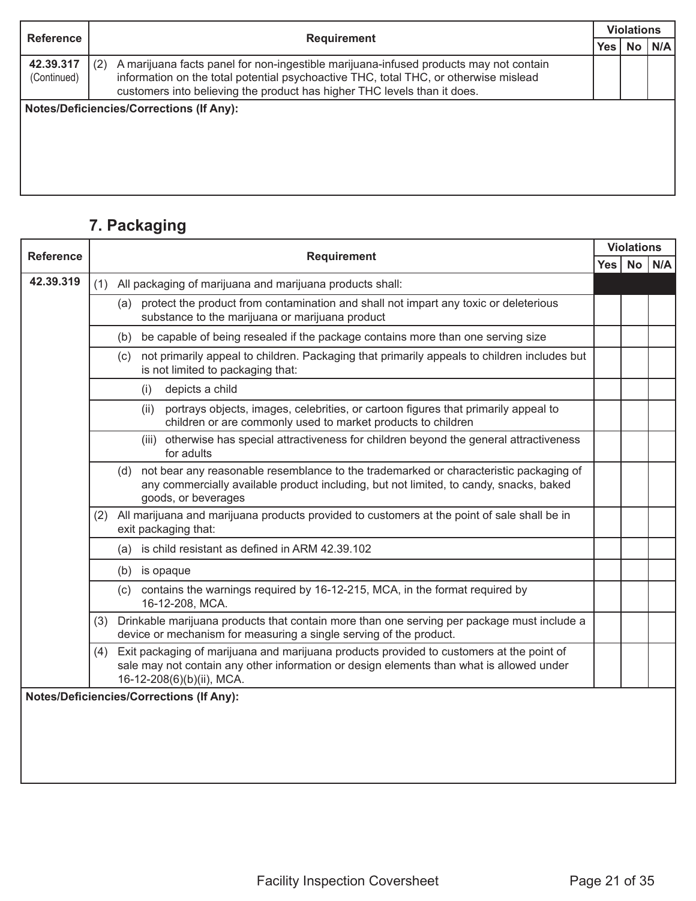| Reference | Requirement | Violations | | |
|---|---|---|---|---|
| | | Yes | No | N/A |
| **42.39.317** (Continued) | (2) A marijuana facts panel for non-ingestible marijuana-infused products may not contain information on the total potential psychoactive THC, total THC, or otherwise mislead customers into believing the product has higher THC levels than it does. | | | |

**Notes/Deficiencies/Corrections (If Any):**

## 7. Packaging

| Reference | Requirement | Violations | | |
|---|---|---|---|---|
| | | Yes | No | N/A |
| **42.39.319** | (1) All packaging of marijuana and marijuana products shall: | | | |
| | (a) protect the product from contamination and shall not impart any toxic or deleterious substance to the marijuana or marijuana product | | | |
| | (b) be capable of being resealed if the package contains more than one serving size | | | |
| | (c) not primarily appeal to children. Packaging that primarily appeals to children includes but is not limited to packaging that: | | | |
| | (i) depicts a child | | | |
| | (ii) portrays objects, images, celebrities, or cartoon figures that primarily appeal to children or are commonly used to market products to children | | | |
| | (iii) otherwise has special attractiveness for children beyond the general attractiveness for adults | | | |
| | (d) not bear any reasonable resemblance to the trademarked or characteristic packaging of any commercially available product including, but not limited, to candy, snacks, baked goods, or beverages | | | |
| | (2) All marijuana and marijuana products provided to customers at the point of sale shall be in exit packaging that: | | | |
| | (a) is child resistant as defined in ARM 42.39.102 | | | |
| | (b) is opaque | | | |
| | (c) contains the warnings required by 16-12-215, MCA, in the format required by 16-12-208, MCA. | | | |
| | (3) Drinkable marijuana products that contain more than one serving per package must include a device or mechanism for measuring a single serving of the product. | | | |
| | (4) Exit packaging of marijuana and marijuana products provided to customers at the point of sale may not contain any other information or design elements than what is allowed under 16-12-208(6)(b)(ii), MCA. | | | |

**Notes/Deficiencies/Corrections (If Any):**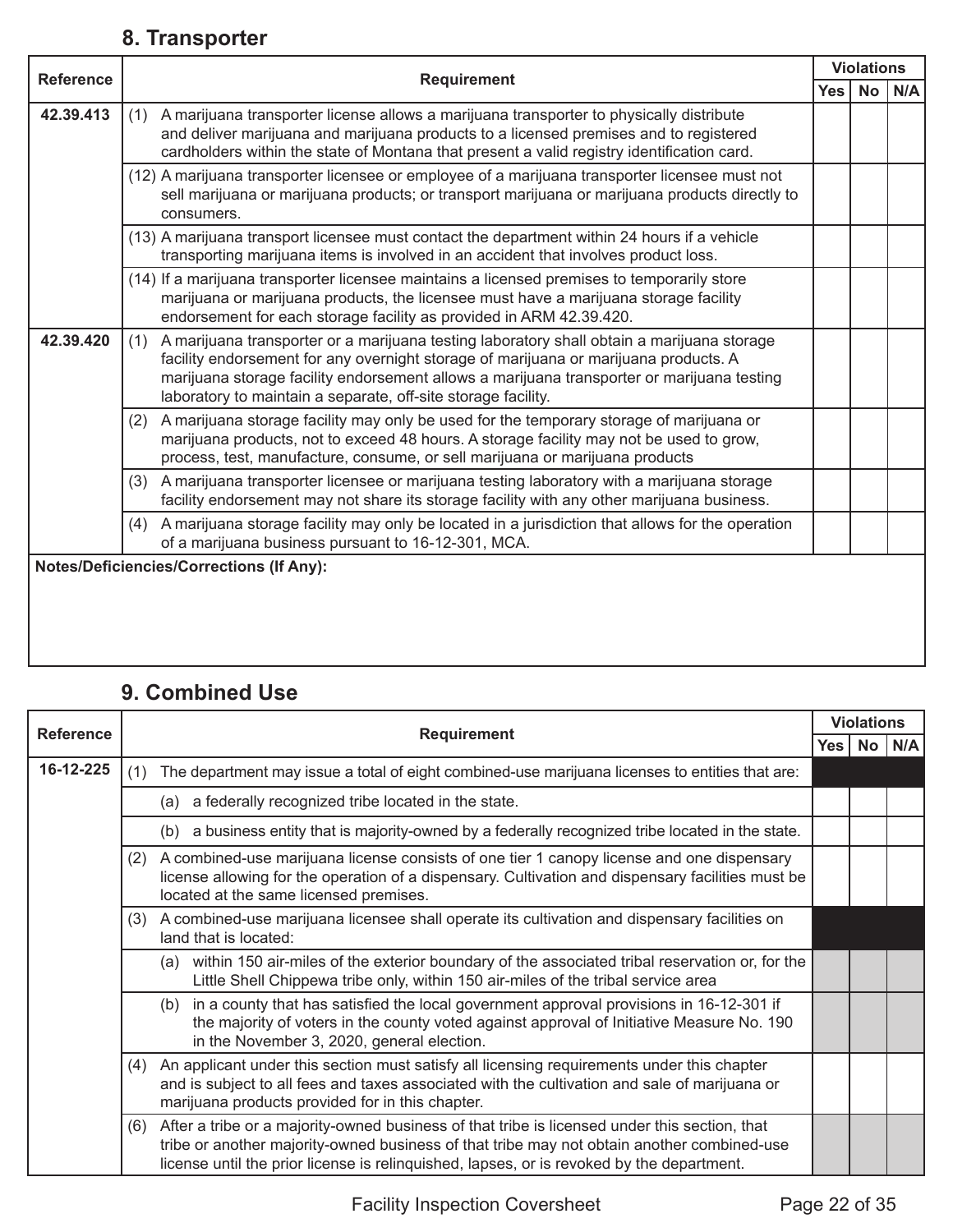## 8. Transporter

| Reference | Requirement | Violations | | |
|---|---|---|---|---|
| | | Yes | No | N/A |
| 42.39.413 | (1) A marijuana transporter license allows a marijuana transporter to physically distribute and deliver marijuana and marijuana products to a licensed premises and to registered cardholders within the state of Montana that present a valid registry identification card. | | | |
| | (12) A marijuana transporter licensee or employee of a marijuana transporter licensee must not sell marijuana or marijuana products; or transport marijuana or marijuana products directly to consumers. | | | |
| | (13) A marijuana transport licensee must contact the department within 24 hours if a vehicle transporting marijuana items is involved in an accident that involves product loss. | | | |
| | (14) If a marijuana transporter licensee maintains a licensed premises to temporarily store marijuana or marijuana products, the licensee must have a marijuana storage facility endorsement for each storage facility as provided in ARM 42.39.420. | | | |
| 42.39.420 | (1) A marijuana transporter or a marijuana testing laboratory shall obtain a marijuana storage facility endorsement for any overnight storage of marijuana or marijuana products. A marijuana storage facility endorsement allows a marijuana transporter or marijuana testing laboratory to maintain a separate, off-site storage facility. | | | |
| | (2) A marijuana storage facility may only be used for the temporary storage of marijuana or marijuana products, not to exceed 48 hours. A storage facility may not be used to grow, process, test, manufacture, consume, or sell marijuana or marijuana products | | | |
| | (3) A marijuana transporter licensee or marijuana testing laboratory with a marijuana storage facility endorsement may not share its storage facility with any other marijuana business. | | | |
| | (4) A marijuana storage facility may only be located in a jurisdiction that allows for the operation of a marijuana business pursuant to 16-12-301, MCA. | | | |

**Notes/Deficiencies/Corrections (If Any):**

## 9. Combined Use

| Reference | Requirement | Violations | | |
|---|---|---|---|---|
| | | Yes | No | N/A |
| 16-12-225 | (1) The department may issue a total of eight combined-use marijuana licenses to entities that are: | | | |
| | (a) a federally recognized tribe located in the state. | | | |
| | (b) a business entity that is majority-owned by a federally recognized tribe located in the state. | | | |
| | (2) A combined-use marijuana license consists of one tier 1 canopy license and one dispensary license allowing for the operation of a dispensary. Cultivation and dispensary facilities must be located at the same licensed premises. | | | |
| | (3) A combined-use marijuana licensee shall operate its cultivation and dispensary facilities on land that is located: | | | |
| | (a) within 150 air-miles of the exterior boundary of the associated tribal reservation or, for the Little Shell Chippewa tribe only, within 150 air-miles of the tribal service area | | | |
| | (b) in a county that has satisfied the local government approval provisions in 16-12-301 if the majority of voters in the county voted against approval of Initiative Measure No. 190 in the November 3, 2020, general election. | | | |
| | (4) An applicant under this section must satisfy all licensing requirements under this chapter and is subject to all fees and taxes associated with the cultivation and sale of marijuana or marijuana products provided for in this chapter. | | | |
| | (6) After a tribe or a majority-owned business of that tribe is licensed under this section, that tribe or another majority-owned business of that tribe may not obtain another combined-use license until the prior license is relinquished, lapses, or is revoked by the department. | | | |

Facility Inspection Coversheet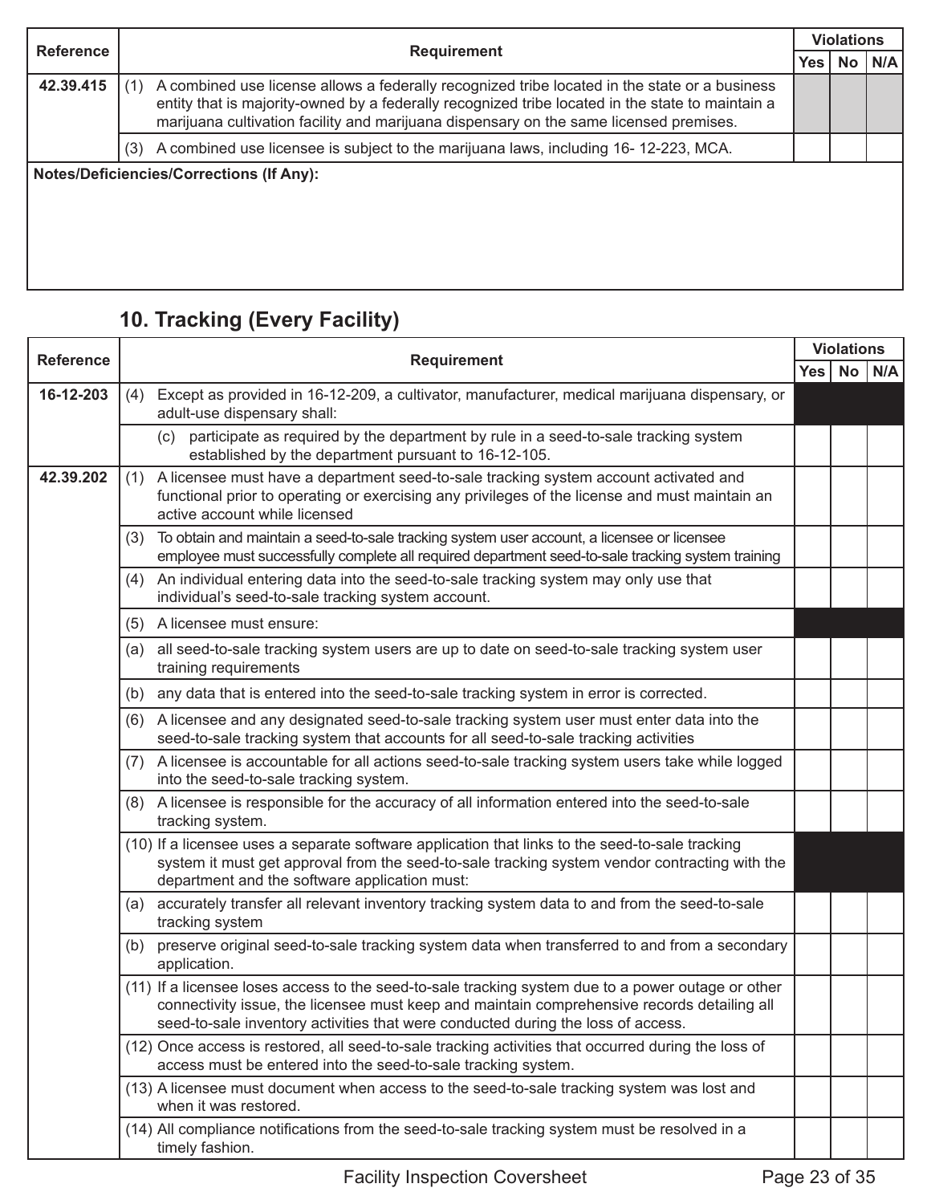| Reference | Requirement | Violations | | |
|---|---|---|---|---|
| | | Yes | No | N/A |
| **42.39.415** | (1) A combined use license allows a federally recognized tribe located in the state or a business entity that is majority-owned by a federally recognized tribe located in the state to maintain a marijuana cultivation facility and marijuana dispensary on the same licensed premises. | | | |
| | (3) A combined use licensee is subject to the marijuana laws, including 16- 12-223, MCA. | | | |

**Notes/Deficiencies/Corrections (If Any):**

## 10. Tracking (Every Facility)

| Reference | Requirement | Violations | | |
|---|---|---|---|---|
| | | Yes | No | N/A |
| **16-12-203** | (4) Except as provided in 16-12-209, a cultivator, manufacturer, medical marijuana dispensary, or adult-use dispensary shall: | | | |
| | (c) participate as required by the department by rule in a seed-to-sale tracking system established by the department pursuant to 16-12-105. | | | |
| **42.39.202** | (1) A licensee must have a department seed-to-sale tracking system account activated and functional prior to operating or exercising any privileges of the license and must maintain an active account while licensed | | | |
| | (3) To obtain and maintain a seed-to-sale tracking system user account, a licensee or licensee employee must successfully complete all required department seed-to-sale tracking system training | | | |
| | (4) An individual entering data into the seed-to-sale tracking system may only use that individual's seed-to-sale tracking system account. | | | |
| | (5) A licensee must ensure: | | | |
| | (a) all seed-to-sale tracking system users are up to date on seed-to-sale tracking system user training requirements | | | |
| | (b) any data that is entered into the seed-to-sale tracking system in error is corrected. | | | |
| | (6) A licensee and any designated seed-to-sale tracking system user must enter data into the seed-to-sale tracking system that accounts for all seed-to-sale tracking activities | | | |
| | (7) A licensee is accountable for all actions seed-to-sale tracking system users take while logged into the seed-to-sale tracking system. | | | |
| | (8) A licensee is responsible for the accuracy of all information entered into the seed-to-sale tracking system. | | | |
| | (10) If a licensee uses a separate software application that links to the seed-to-sale tracking system it must get approval from the seed-to-sale tracking system vendor contracting with the department and the software application must: | | | |
| | (a) accurately transfer all relevant inventory tracking system data to and from the seed-to-sale tracking system | | | |
| | (b) preserve original seed-to-sale tracking system data when transferred to and from a secondary application. | | | |
| | (11) If a licensee loses access to the seed-to-sale tracking system due to a power outage or other connectivity issue, the licensee must keep and maintain comprehensive records detailing all seed-to-sale inventory activities that were conducted during the loss of access. | | | |
| | (12) Once access is restored, all seed-to-sale tracking activities that occurred during the loss of access must be entered into the seed-to-sale tracking system. | | | |
| | (13) A licensee must document when access to the seed-to-sale tracking system was lost and when it was restored. | | | |
| | (14) All compliance notifications from the seed-to-sale tracking system must be resolved in a timely fashion. | | | |

Facility Inspection Coversheet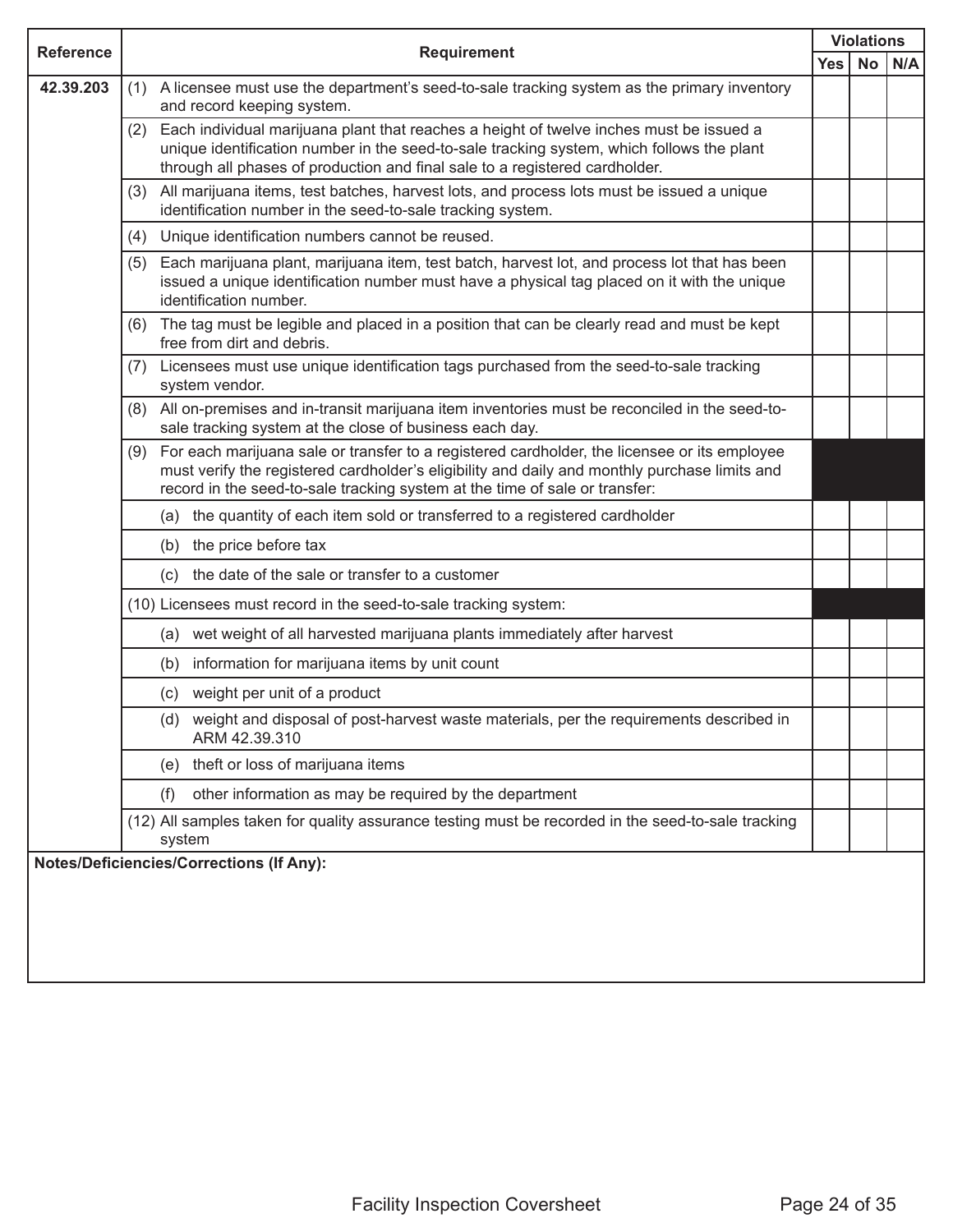| Reference | Requirement | Violations | | |
|---|---|---|---|---|
| | | Yes | No | N/A |
| 42.39.203 | (1) A licensee must use the department's seed-to-sale tracking system as the primary inventory and record keeping system. | | | |
| | (2) Each individual marijuana plant that reaches a height of twelve inches must be issued a unique identification number in the seed-to-sale tracking system, which follows the plant through all phases of production and final sale to a registered cardholder. | | | |
| | (3) All marijuana items, test batches, harvest lots, and process lots must be issued a unique identification number in the seed-to-sale tracking system. | | | |
| | (4) Unique identification numbers cannot be reused. | | | |
| | (5) Each marijuana plant, marijuana item, test batch, harvest lot, and process lot that has been issued a unique identification number must have a physical tag placed on it with the unique identification number. | | | |
| | (6) The tag must be legible and placed in a position that can be clearly read and must be kept free from dirt and debris. | | | |
| | (7) Licensees must use unique identification tags purchased from the seed-to-sale tracking system vendor. | | | |
| | (8) All on-premises and in-transit marijuana item inventories must be reconciled in the seed-to-sale tracking system at the close of business each day. | | | |
| | (9) For each marijuana sale or transfer to a registered cardholder, the licensee or its employee must verify the registered cardholder's eligibility and daily and monthly purchase limits and record in the seed-to-sale tracking system at the time of sale or transfer: | | | |
| | (a) the quantity of each item sold or transferred to a registered cardholder | | | |
| | (b) the price before tax | | | |
| | (c) the date of the sale or transfer to a customer | | | |
| | (10) Licensees must record in the seed-to-sale tracking system: | | | |
| | (a) wet weight of all harvested marijuana plants immediately after harvest | | | |
| | (b) information for marijuana items by unit count | | | |
| | (c) weight per unit of a product | | | |
| | (d) weight and disposal of post-harvest waste materials, per the requirements described in ARM 42.39.310 | | | |
| | (e) theft or loss of marijuana items | | | |
| | (f) other information as may be required by the department | | | |
| | (12) All samples taken for quality assurance testing must be recorded in the seed-to-sale tracking system | | | |

**Notes/Deficiencies/Corrections (If Any):**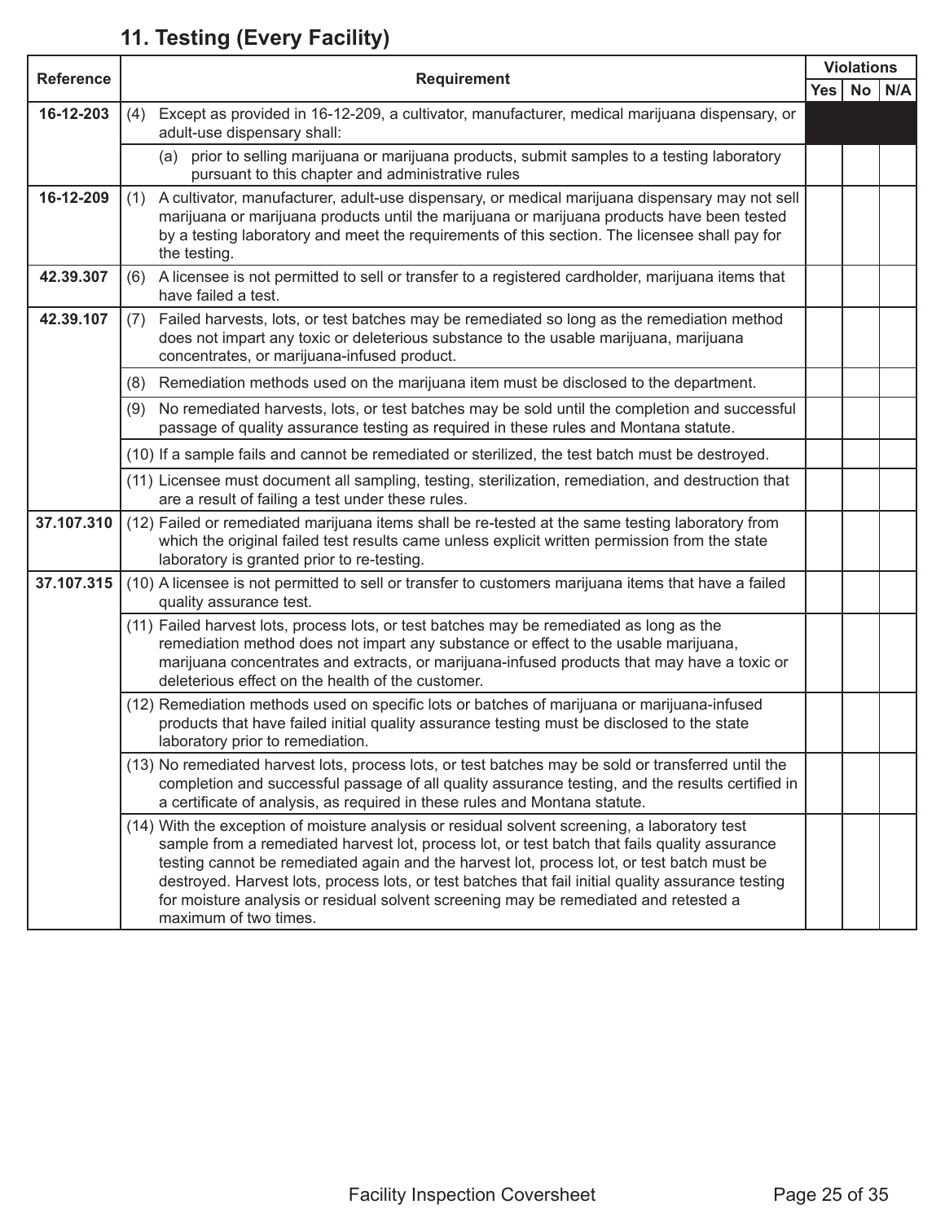## 11. Testing (Every Facility)

| Reference | Requirement | Violations | | |
|---|---|---|---|---|
| | | Yes | No | N/A |
| 16-12-203 | (4) Except as provided in 16-12-209, a cultivator, manufacturer, medical marijuana dispensary, or adult-use dispensary shall: | | | |
| | (a) prior to selling marijuana or marijuana products, submit samples to a testing laboratory pursuant to this chapter and administrative rules | | | |
| 16-12-209 | (1) A cultivator, manufacturer, adult-use dispensary, or medical marijuana dispensary may not sell marijuana or marijuana products until the marijuana or marijuana products have been tested by a testing laboratory and meet the requirements of this section. The licensee shall pay for the testing. | | | |
| 42.39.307 | (6) A licensee is not permitted to sell or transfer to a registered cardholder, marijuana items that have failed a test. | | | |
| 42.39.107 | (7) Failed harvests, lots, or test batches may be remediated so long as the remediation method does not impart any toxic or deleterious substance to the usable marijuana, marijuana concentrates, or marijuana-infused product. | | | |
| | (8) Remediation methods used on the marijuana item must be disclosed to the department. | | | |
| | (9) No remediated harvests, lots, or test batches may be sold until the completion and successful passage of quality assurance testing as required in these rules and Montana statute. | | | |
| | (10) If a sample fails and cannot be remediated or sterilized, the test batch must be destroyed. | | | |
| | (11) Licensee must document all sampling, testing, sterilization, remediation, and destruction that are a result of failing a test under these rules. | | | |
| 37.107.310 | (12) Failed or remediated marijuana items shall be re-tested at the same testing laboratory from which the original failed test results came unless explicit written permission from the state laboratory is granted prior to re-testing. | | | |
| 37.107.315 | (10) A licensee is not permitted to sell or transfer to customers marijuana items that have a failed quality assurance test. | | | |
| | (11) Failed harvest lots, process lots, or test batches may be remediated as long as the remediation method does not impart any substance or effect to the usable marijuana, marijuana concentrates and extracts, or marijuana-infused products that may have a toxic or deleterious effect on the health of the customer. | | | |
| | (12) Remediation methods used on specific lots or batches of marijuana or marijuana-infused products that have failed initial quality assurance testing must be disclosed to the state laboratory prior to remediation. | | | |
| | (13) No remediated harvest lots, process lots, or test batches may be sold or transferred until the completion and successful passage of all quality assurance testing, and the results certified in a certificate of analysis, as required in these rules and Montana statute. | | | |
| | (14) With the exception of moisture analysis or residual solvent screening, a laboratory test sample from a remediated harvest lot, process lot, or test batch that fails quality assurance testing cannot be remediated again and the harvest lot, process lot, or test batch must be destroyed. Harvest lots, process lots, or test batches that fail initial quality assurance testing for moisture analysis or residual solvent screening may be remediated and retested a maximum of two times. | | | |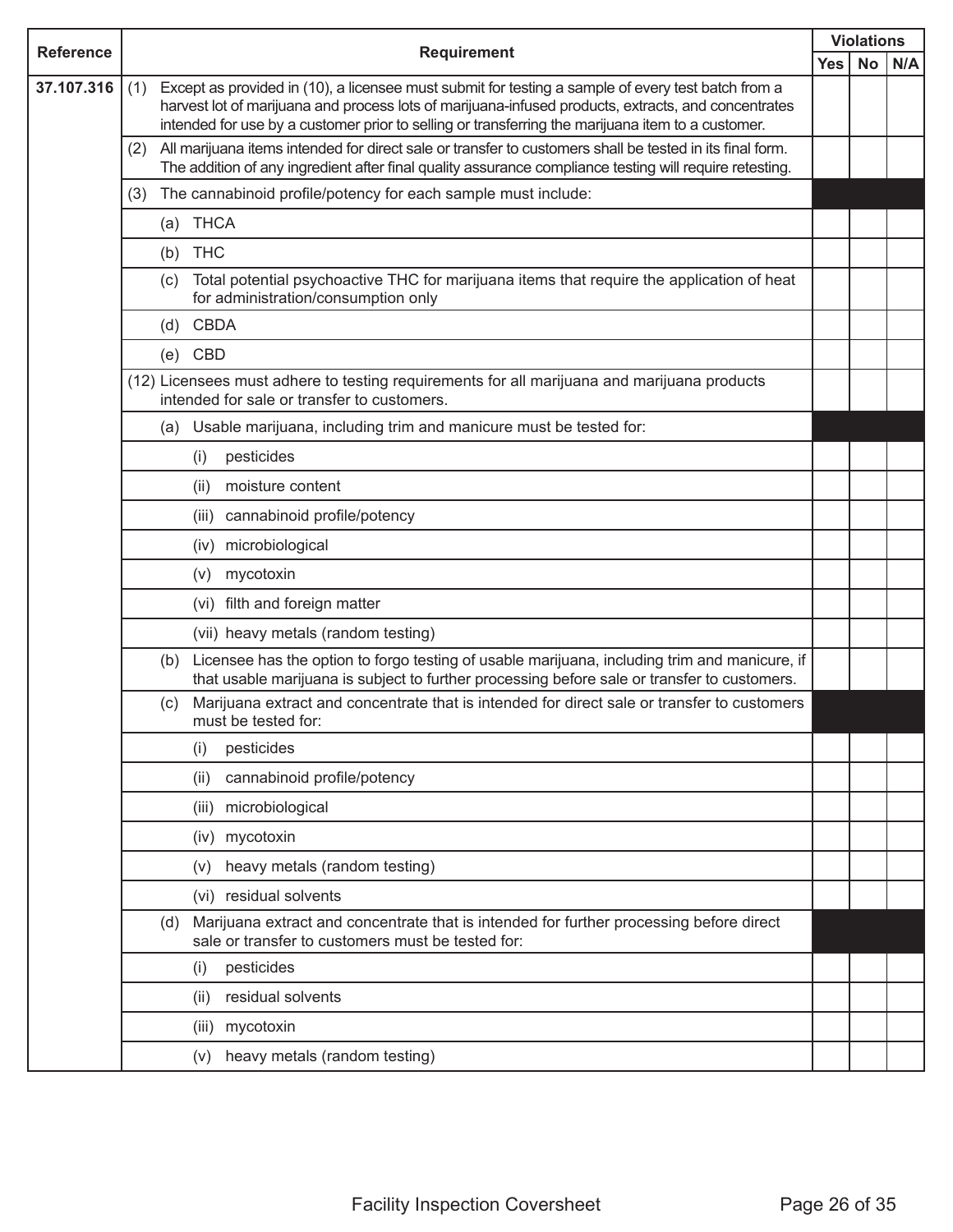| Reference | Requirement | Violations | | |
|---|---|---|---|---|
| | | Yes | No | N/A |
| 37.107.316 | (1) Except as provided in (10), a licensee must submit for testing a sample of every test batch from a harvest lot of marijuana and process lots of marijuana-infused products, extracts, and concentrates intended for use by a customer prior to selling or transferring the marijuana item to a customer. | | | |
| | (2) All marijuana items intended for direct sale or transfer to customers shall be tested in its final form. The addition of any ingredient after final quality assurance compliance testing will require retesting. | | | |
| | (3) The cannabinoid profile/potency for each sample must include: | | | |
| | (a) THCA | | | |
| | (b) THC | | | |
| | (c) Total potential psychoactive THC for marijuana items that require the application of heat for administration/consumption only | | | |
| | (d) CBDA | | | |
| | (e) CBD | | | |
| | (12) Licensees must adhere to testing requirements for all marijuana and marijuana products intended for sale or transfer to customers. | | | |
| | (a) Usable marijuana, including trim and manicure must be tested for: | | | |
| | (i) pesticides | | | |
| | (ii) moisture content | | | |
| | (iii) cannabinoid profile/potency | | | |
| | (iv) microbiological | | | |
| | (v) mycotoxin | | | |
| | (vi) filth and foreign matter | | | |
| | (vii) heavy metals (random testing) | | | |
| | (b) Licensee has the option to forgo testing of usable marijuana, including trim and manicure, if that usable marijuana is subject to further processing before sale or transfer to customers. | | | |
| | (c) Marijuana extract and concentrate that is intended for direct sale or transfer to customers must be tested for: | | | |
| | (i) pesticides | | | |
| | (ii) cannabinoid profile/potency | | | |
| | (iii) microbiological | | | |
| | (iv) mycotoxin | | | |
| | (v) heavy metals (random testing) | | | |
| | (vi) residual solvents | | | |
| | (d) Marijuana extract and concentrate that is intended for further processing before direct sale or transfer to customers must be tested for: | | | |
| | (i) pesticides | | | |
| | (ii) residual solvents | | | |
| | (iii) mycotoxin | | | |
| | (v) heavy metals (random testing) | | | |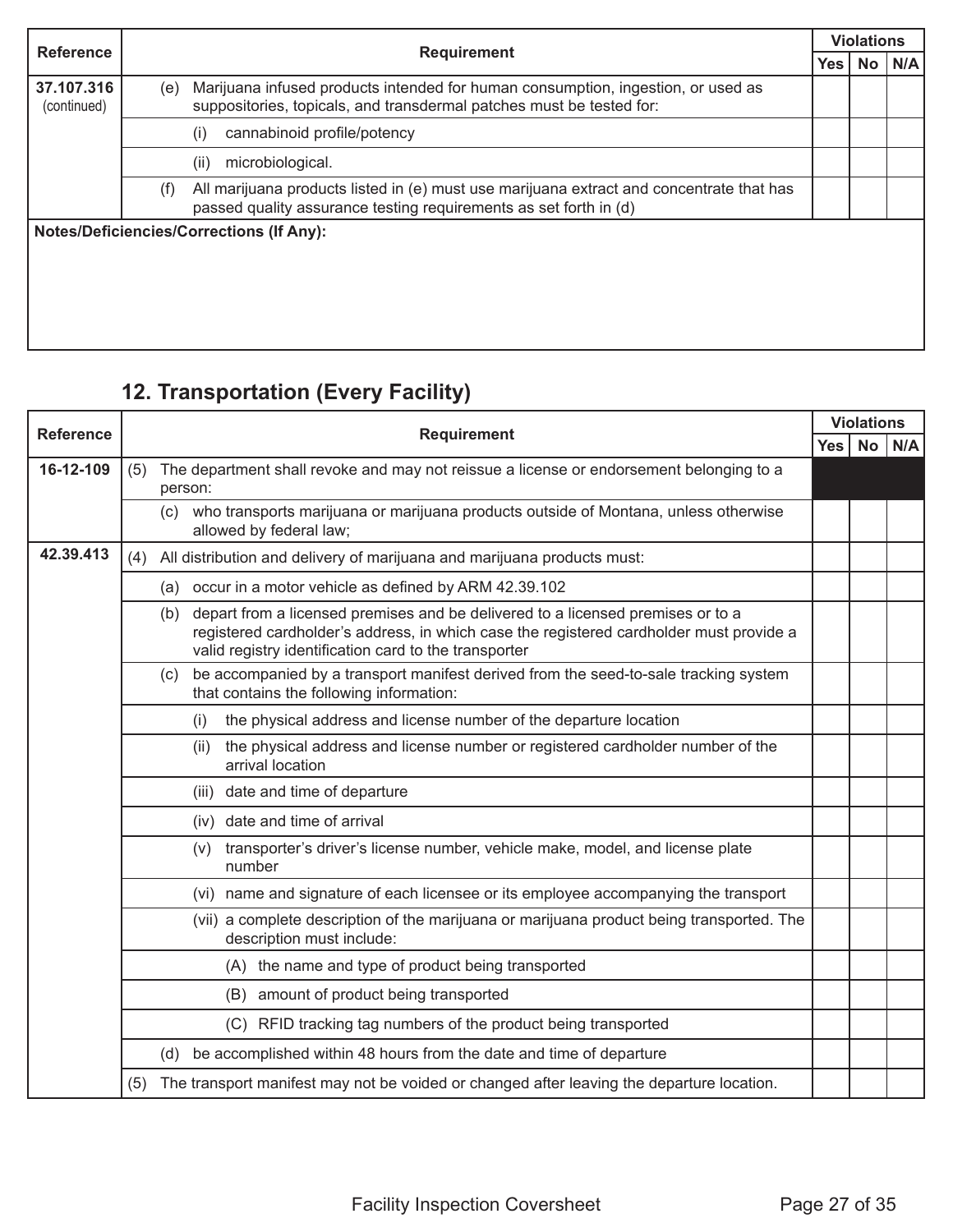| Reference | Requirement | Violations | | |
|---|---|---|---|---|
| | | Yes | No | N/A |
| 37.107.316 (continued) | (e) Marijuana infused products intended for human consumption, ingestion, or used as suppositories, topicals, and transdermal patches must be tested for: | | | |
| | (i) cannabinoid profile/potency | | | |
| | (ii) microbiological. | | | |
| | (f) All marijuana products listed in (e) must use marijuana extract and concentrate that has passed quality assurance testing requirements as set forth in (d) | | | |

**Notes/Deficiencies/Corrections (If Any):**

## 12. Transportation (Every Facility)

| Reference | Requirement | Violations | | |
|---|---|---|---|---|
| | | Yes | No | N/A |
| 16-12-109 | (5) The department shall revoke and may not reissue a license or endorsement belonging to a person: | | | |
| | (c) who transports marijuana or marijuana products outside of Montana, unless otherwise allowed by federal law; | | | |
| 42.39.413 | (4) All distribution and delivery of marijuana and marijuana products must: | | | |
| | (a) occur in a motor vehicle as defined by ARM 42.39.102 | | | |
| | (b) depart from a licensed premises and be delivered to a licensed premises or to a registered cardholder's address, in which case the registered cardholder must provide a valid registry identification card to the transporter | | | |
| | (c) be accompanied by a transport manifest derived from the seed-to-sale tracking system that contains the following information: | | | |
| | (i) the physical address and license number of the departure location | | | |
| | (ii) the physical address and license number or registered cardholder number of the arrival location | | | |
| | (iii) date and time of departure | | | |
| | (iv) date and time of arrival | | | |
| | (v) transporter's driver's license number, vehicle make, model, and license plate number | | | |
| | (vi) name and signature of each licensee or its employee accompanying the transport | | | |
| | (vii) a complete description of the marijuana or marijuana product being transported. The description must include: | | | |
| | (A) the name and type of product being transported | | | |
| | (B) amount of product being transported | | | |
| | (C) RFID tracking tag numbers of the product being transported | | | |
| | (d) be accomplished within 48 hours from the date and time of departure | | | |
| | (5) The transport manifest may not be voided or changed after leaving the departure location. | | | |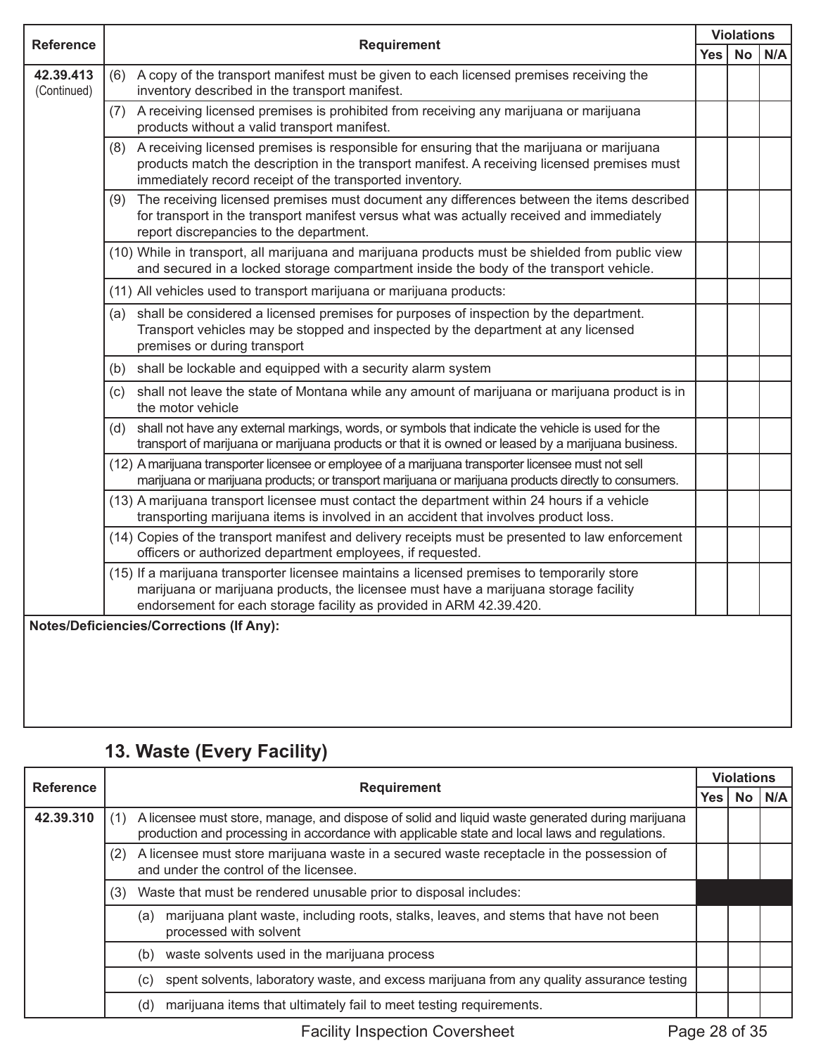| Reference | Requirement | Violations | | |
|---|---|---|---|---|
| | | Yes | No | N/A |
| **42.39.413** (Continued) | (6) A copy of the transport manifest must be given to each licensed premises receiving the inventory described in the transport manifest. | | | |
| | (7) A receiving licensed premises is prohibited from receiving any marijuana or marijuana products without a valid transport manifest. | | | |
| | (8) A receiving licensed premises is responsible for ensuring that the marijuana or marijuana products match the description in the transport manifest. A receiving licensed premises must immediately record receipt of the transported inventory. | | | |
| | (9) The receiving licensed premises must document any differences between the items described for transport in the transport manifest versus what was actually received and immediately report discrepancies to the department. | | | |
| | (10) While in transport, all marijuana and marijuana products must be shielded from public view and secured in a locked storage compartment inside the body of the transport vehicle. | | | |
| | (11) All vehicles used to transport marijuana or marijuana products: | | | |
| | (a) shall be considered a licensed premises for purposes of inspection by the department. Transport vehicles may be stopped and inspected by the department at any licensed premises or during transport | | | |
| | (b) shall be lockable and equipped with a security alarm system | | | |
| | (c) shall not leave the state of Montana while any amount of marijuana or marijuana product is in the motor vehicle | | | |
| | (d) shall not have any external markings, words, or symbols that indicate the vehicle is used for the transport of marijuana or marijuana products or that it is owned or leased by a marijuana business. | | | |
| | (12) A marijuana transporter licensee or employee of a marijuana transporter licensee must not sell marijuana or marijuana products; or transport marijuana or marijuana products directly to consumers. | | | |
| | (13) A marijuana transport licensee must contact the department within 24 hours if a vehicle transporting marijuana items is involved in an accident that involves product loss. | | | |
| | (14) Copies of the transport manifest and delivery receipts must be presented to law enforcement officers or authorized department employees, if requested. | | | |
| | (15) If a marijuana transporter licensee maintains a licensed premises to temporarily store marijuana or marijuana products, the licensee must have a marijuana storage facility endorsement for each storage facility as provided in ARM 42.39.420. | | | |

**Notes/Deficiencies/Corrections (If Any):**

## 13. Waste (Every Facility)

| Reference | Requirement | Violations | | |
|---|---|---|---|---|
| | | Yes | No | N/A |
| **42.39.310** | (1) A licensee must store, manage, and dispose of solid and liquid waste generated during marijuana production and processing in accordance with applicable state and local laws and regulations. | | | |
| | (2) A licensee must store marijuana waste in a secured waste receptacle in the possession of and under the control of the licensee. | | | |
| | (3) Waste that must be rendered unusable prior to disposal includes: | | | |
| | (a) marijuana plant waste, including roots, stalks, leaves, and stems that have not been processed with solvent | | | |
| | (b) waste solvents used in the marijuana process | | | |
| | (c) spent solvents, laboratory waste, and excess marijuana from any quality assurance testing | | | |
| | (d) marijuana items that ultimately fail to meet testing requirements. | | | |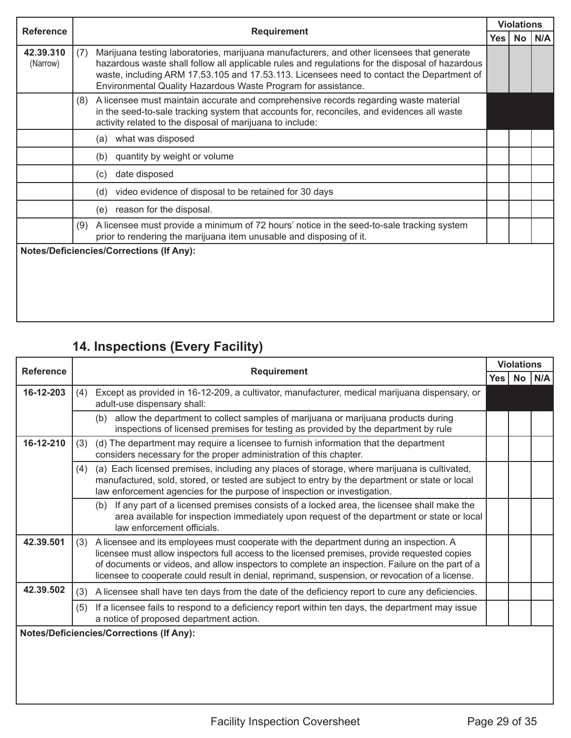| Reference | Requirement | Violations | | |
|---|---|---|---|---|
| | | Yes | No | N/A |
| 42.39.310 (Narrow) | (7) Marijuana testing laboratories, marijuana manufacturers, and other licensees that generate hazardous waste shall follow all applicable rules and regulations for the disposal of hazardous waste, including ARM 17.53.105 and 17.53.113. Licensees need to contact the Department of Environmental Quality Hazardous Waste Program for assistance. | | | |
| | (8) A licensee must maintain accurate and comprehensive records regarding waste material in the seed-to-sale tracking system that accounts for, reconciles, and evidences all waste activity related to the disposal of marijuana to include: | | | |
| | (a) what was disposed | | | |
| | (b) quantity by weight or volume | | | |
| | (c) date disposed | | | |
| | (d) video evidence of disposal to be retained for 30 days | | | |
| | (e) reason for the disposal. | | | |
| | (9) A licensee must provide a minimum of 72 hours' notice in the seed-to-sale tracking system prior to rendering the marijuana item unusable and disposing of it. | | | |

**Notes/Deficiencies/Corrections (If Any):**

## 14. Inspections (Every Facility)

| Reference | Requirement | Violations | | |
|---|---|---|---|---|
| | | Yes | No | N/A |
| 16-12-203 | (4) Except as provided in 16-12-209, a cultivator, manufacturer, medical marijuana dispensary, or adult-use dispensary shall: | | | |
| | (b) allow the department to collect samples of marijuana or marijuana products during inspections of licensed premises for testing as provided by the department by rule | | | |
| 16-12-210 | (3) (d) The department may require a licensee to furnish information that the department considers necessary for the proper administration of this chapter. | | | |
| | (4) (a) Each licensed premises, including any places of storage, where marijuana is cultivated, manufactured, sold, stored, or tested are subject to entry by the department or state or local law enforcement agencies for the purpose of inspection or investigation. | | | |
| | (b) If any part of a licensed premises consists of a locked area, the licensee shall make the area available for inspection immediately upon request of the department or state or local law enforcement officials. | | | |
| 42.39.501 | (3) A licensee and its employees must cooperate with the department during an inspection. A licensee must allow inspectors full access to the licensed premises, provide requested copies of documents or videos, and allow inspectors to complete an inspection. Failure on the part of a licensee to cooperate could result in denial, reprimand, suspension, or revocation of a license. | | | |
| 42.39.502 | (3) A licensee shall have ten days from the date of the deficiency report to cure any deficiencies. | | | |
| | (5) If a licensee fails to respond to a deficiency report within ten days, the department may issue a notice of proposed department action. | | | |

**Notes/Deficiencies/Corrections (If Any):**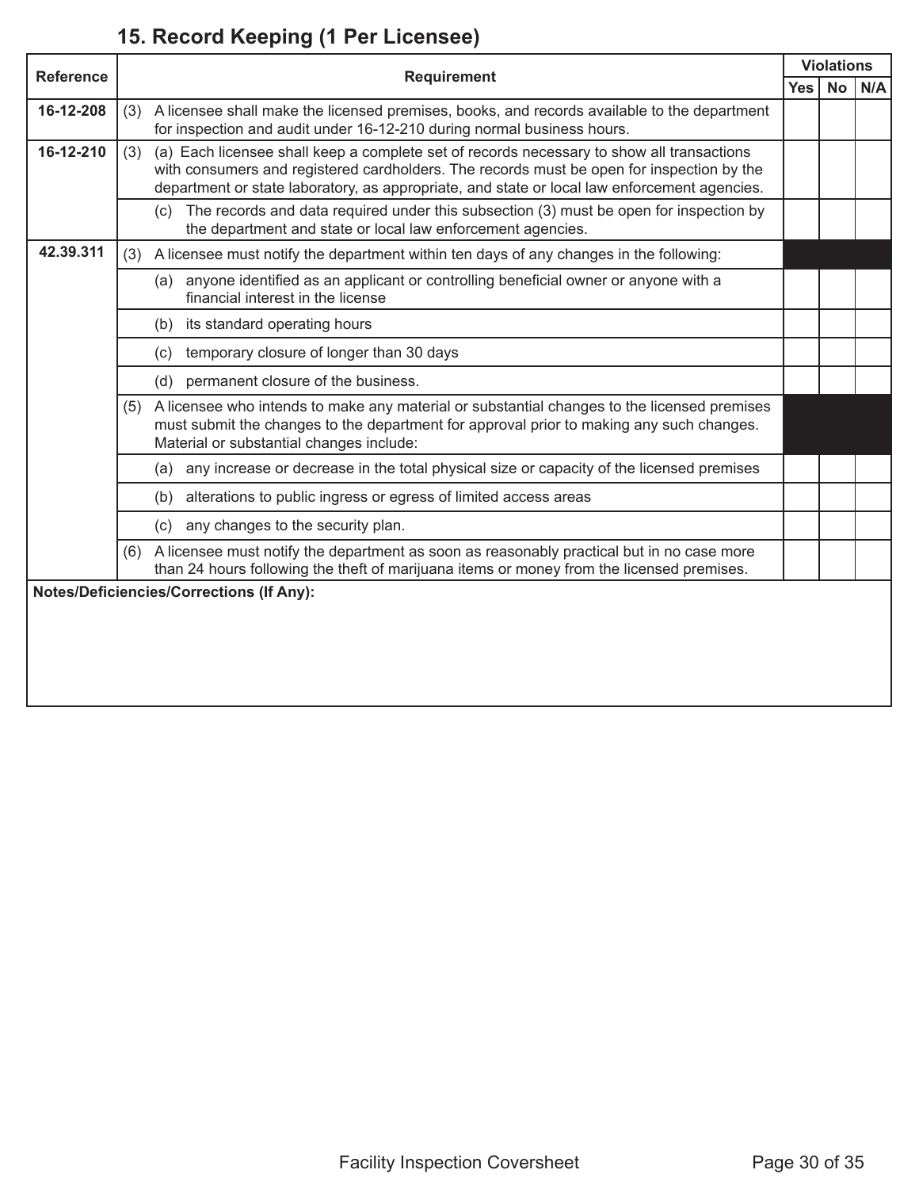## 15. Record Keeping (1 Per Licensee)

| Reference | Requirement | Violations | | |
|---|---|---|---|---|
| | | Yes | No | N/A |
| 16-12-208 | (3) A licensee shall make the licensed premises, books, and records available to the department for inspection and audit under 16-12-210 during normal business hours. | | | |
| 16-12-210 | (3) (a) Each licensee shall keep a complete set of records necessary to show all transactions with consumers and registered cardholders. The records must be open for inspection by the department or state laboratory, as appropriate, and state or local law enforcement agencies. | | | |
| | (c) The records and data required under this subsection (3) must be open for inspection by the department and state or local law enforcement agencies. | | | |
| 42.39.311 | (3) A licensee must notify the department within ten days of any changes in the following: | | | |
| | (a) anyone identified as an applicant or controlling beneficial owner or anyone with a financial interest in the license | | | |
| | (b) its standard operating hours | | | |
| | (c) temporary closure of longer than 30 days | | | |
| | (d) permanent closure of the business. | | | |
| | (5) A licensee who intends to make any material or substantial changes to the licensed premises must submit the changes to the department for approval prior to making any such changes. Material or substantial changes include: | | | |
| | (a) any increase or decrease in the total physical size or capacity of the licensed premises | | | |
| | (b) alterations to public ingress or egress of limited access areas | | | |
| | (c) any changes to the security plan. | | | |
| | (6) A licensee must notify the department as soon as reasonably practical but in no case more than 24 hours following the theft of marijuana items or money from the licensed premises. | | | |

**Notes/Deficiencies/Corrections (If Any):**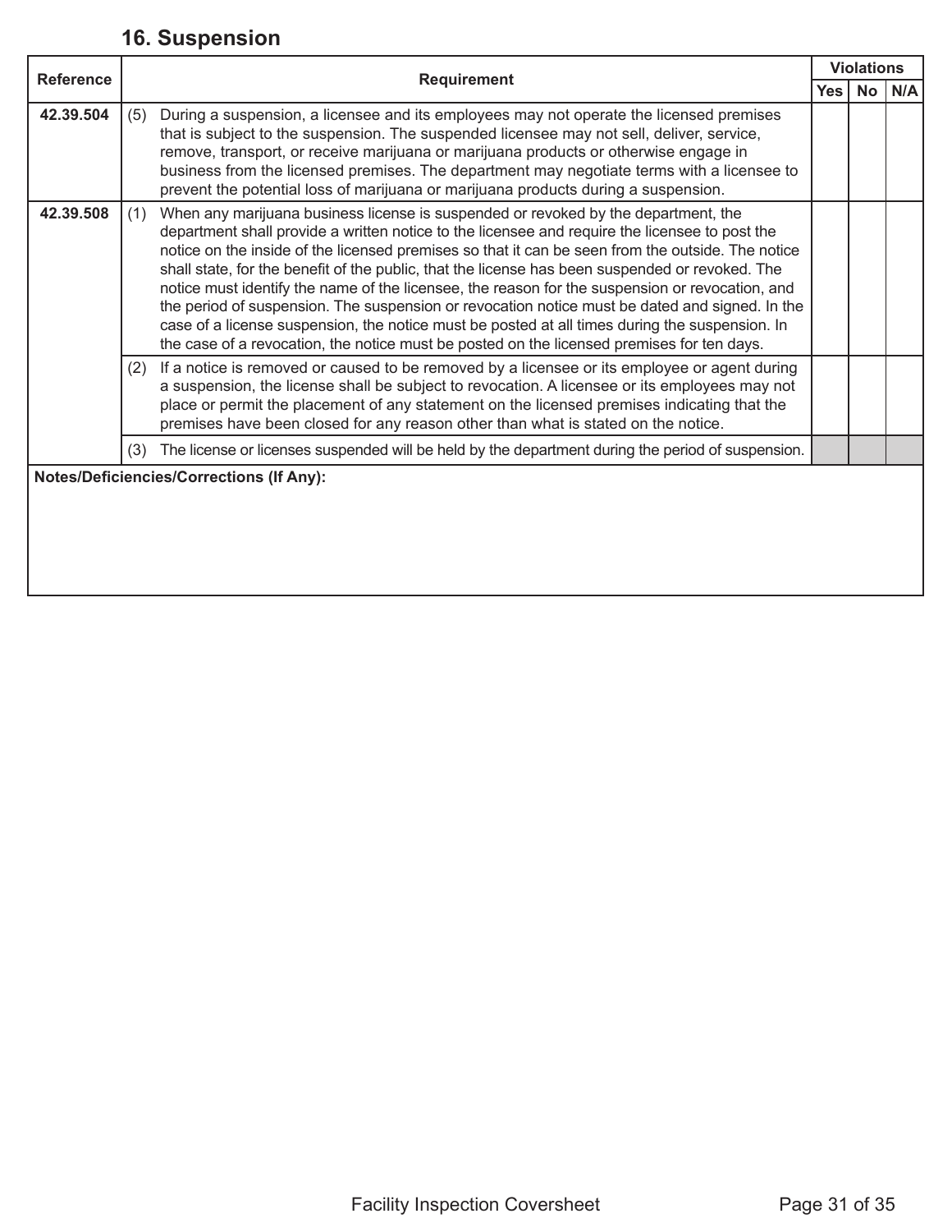## 16. Suspension

| Reference | Requirement | Violations | | |
|---|---|---|---|---|
| | | Yes | No | N/A |
| 42.39.504 | (5) During a suspension, a licensee and its employees may not operate the licensed premises that is subject to the suspension. The suspended licensee may not sell, deliver, service, remove, transport, or receive marijuana or marijuana products or otherwise engage in business from the licensed premises. The department may negotiate terms with a licensee to prevent the potential loss of marijuana or marijuana products during a suspension. | | | |
| 42.39.508 | (1) When any marijuana business license is suspended or revoked by the department, the department shall provide a written notice to the licensee and require the licensee to post the notice on the inside of the licensed premises so that it can be seen from the outside. The notice shall state, for the benefit of the public, that the license has been suspended or revoked. The notice must identify the name of the licensee, the reason for the suspension or revocation, and the period of suspension. The suspension or revocation notice must be dated and signed. In the case of a license suspension, the notice must be posted at all times during the suspension. In the case of a revocation, the notice must be posted on the licensed premises for ten days. | | | |
| | (2) If a notice is removed or caused to be removed by a licensee or its employee or agent during a suspension, the license shall be subject to revocation. A licensee or its employees may not place or permit the placement of any statement on the licensed premises indicating that the premises have been closed for any reason other than what is stated on the notice. | | | |
| | (3) The license or licenses suspended will be held by the department during the period of suspension. | | | |

**Notes/Deficiencies/Corrections (If Any):**